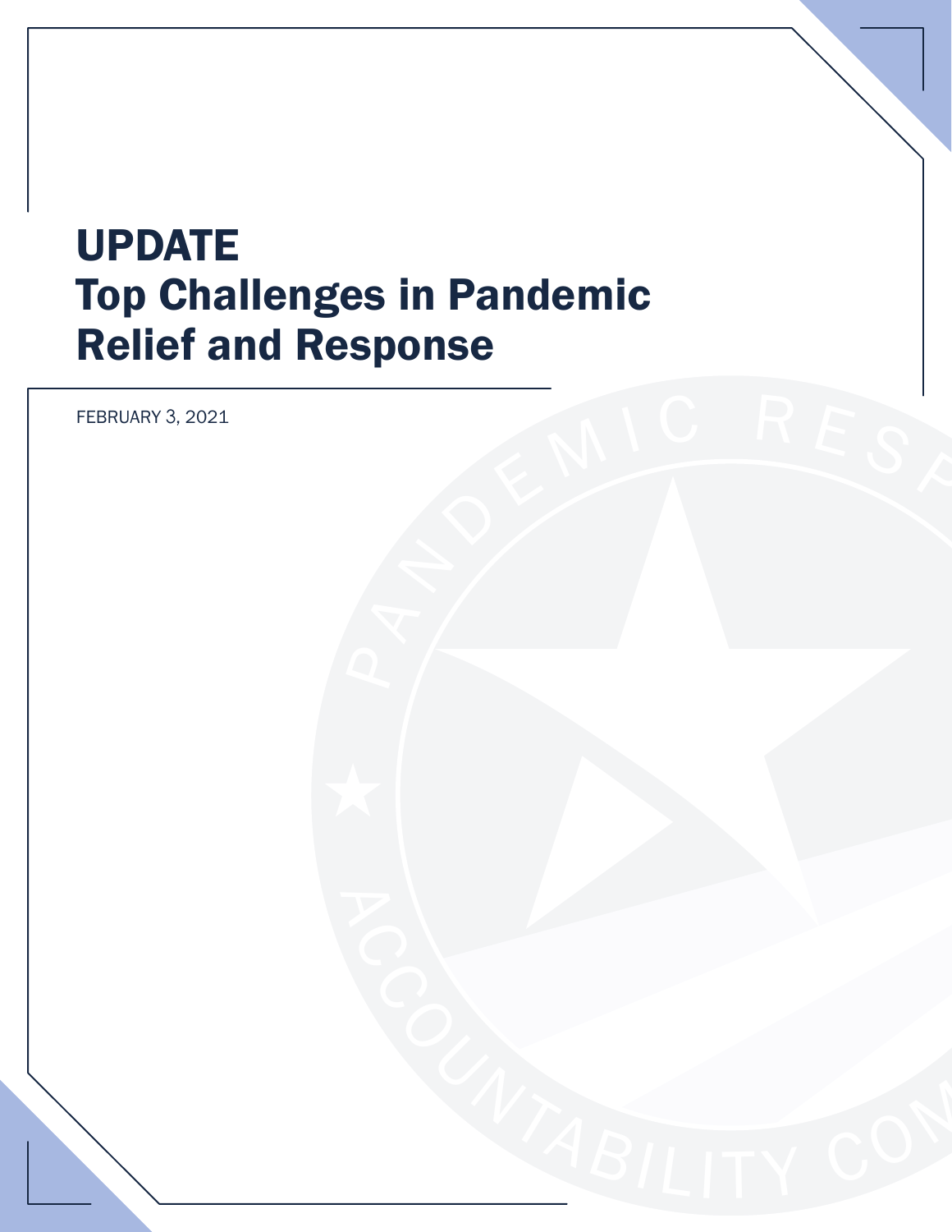# UPDATE
# Top Challenges in Pandemic Relief and Response

FEBRUARY 3, 2021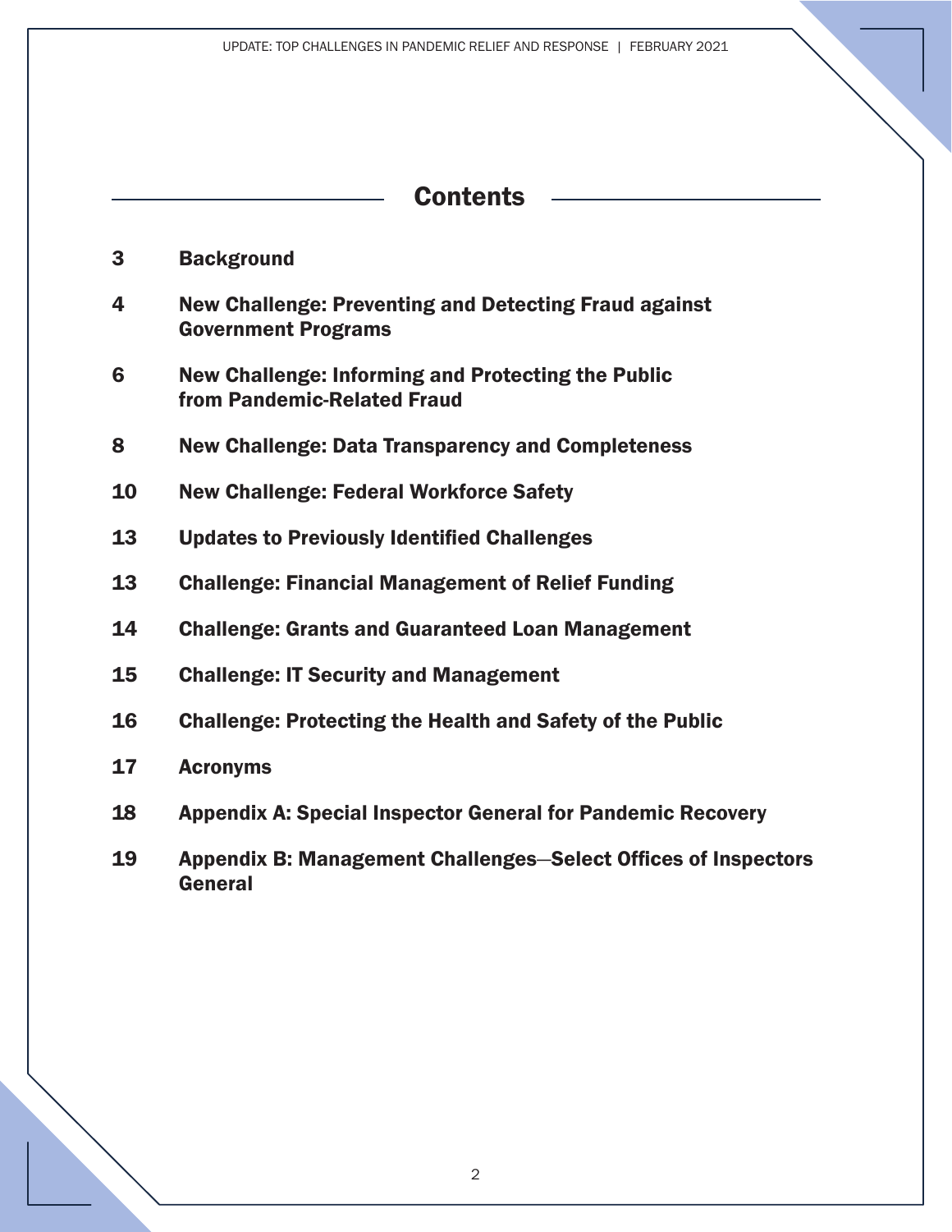## Contents

| | |
|---|---|
| 3 | **Background** |
| 4 | **New Challenge: Preventing and Detecting Fraud against Government Programs** |
| 6 | **New Challenge: Informing and Protecting the Public from Pandemic-Related Fraud** |
| 8 | **New Challenge: Data Transparency and Completeness** |
| 10 | **New Challenge: Federal Workforce Safety** |
| 13 | **Updates to Previously Identified Challenges** |
| 13 | **Challenge: Financial Management of Relief Funding** |
| 14 | **Challenge: Grants and Guaranteed Loan Management** |
| 15 | **Challenge: IT Security and Management** |
| 16 | **Challenge: Protecting the Health and Safety of the Public** |
| 17 | **Acronyms** |
| 18 | **Appendix A: Special Inspector General for Pandemic Recovery** |
| 19 | **Appendix B: Management Challenges—Select Offices of Inspectors General** |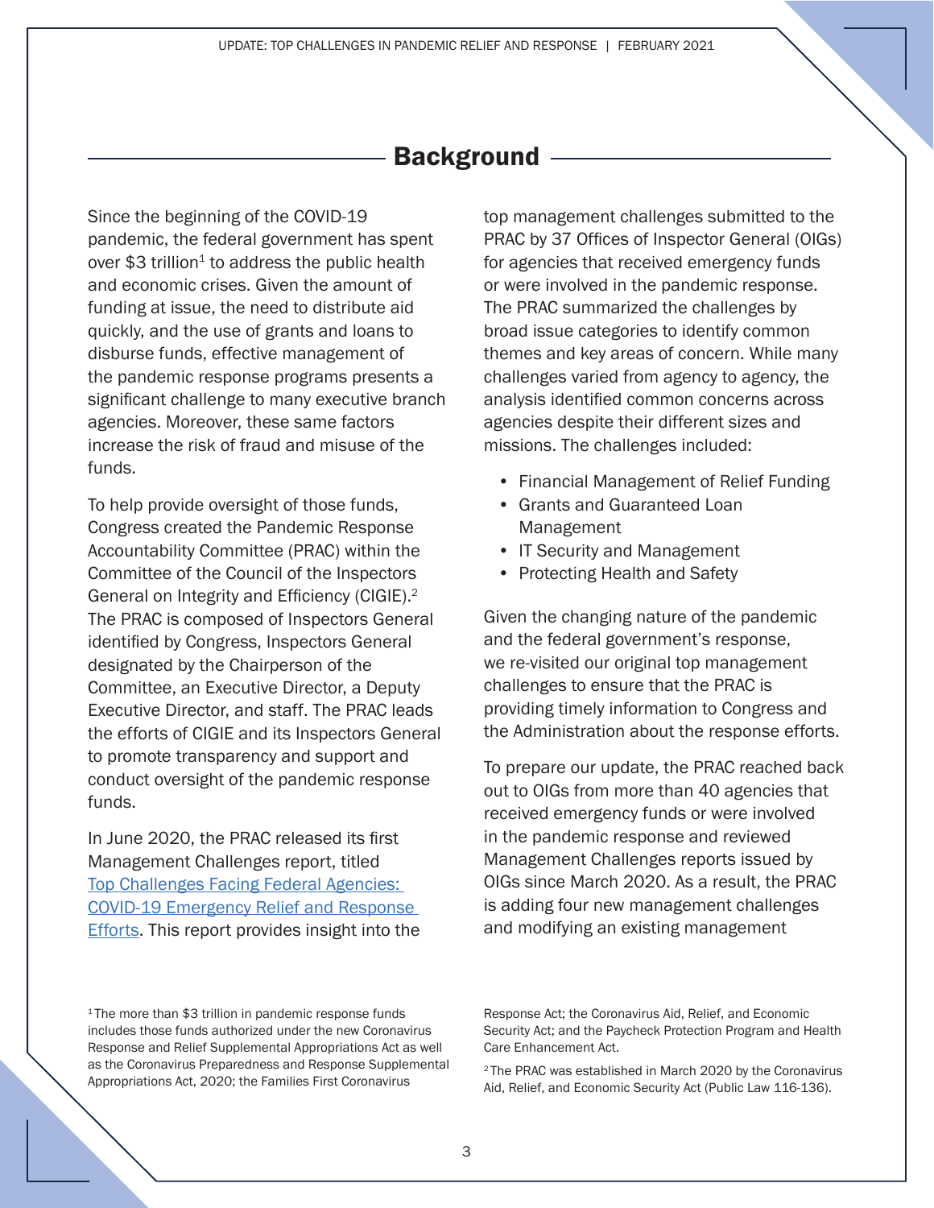# Background

Since the beginning of the COVID-19 pandemic, the federal government has spent over $3 trillion[1] to address the public health and economic crises. Given the amount of funding at issue, the need to distribute aid quickly, and the use of grants and loans to disburse funds, effective management of the pandemic response programs presents a significant challenge to many executive branch agencies. Moreover, these same factors increase the risk of fraud and misuse of the funds.

To help provide oversight of those funds, Congress created the Pandemic Response Accountability Committee (PRAC) within the Committee of the Council of the Inspectors General on Integrity and Efficiency (CIGIE).[2] The PRAC is composed of Inspectors General identified by Congress, Inspectors General designated by the Chairperson of the Committee, an Executive Director, a Deputy Executive Director, and staff. The PRAC leads the efforts of CIGIE and its Inspectors General to promote transparency and support and conduct oversight of the pandemic response funds.

In June 2020, the PRAC released its first Management Challenges report, titled [Top Challenges Facing Federal Agencies: COVID-19 Emergency Relief and Response Efforts](). This report provides insight into the top management challenges submitted to the PRAC by 37 Offices of Inspector General (OIGs) for agencies that received emergency funds or were involved in the pandemic response. The PRAC summarized the challenges by broad issue categories to identify common themes and key areas of concern. While many challenges varied from agency to agency, the analysis identified common concerns across agencies despite their different sizes and missions. The challenges included:

- Financial Management of Relief Funding
- Grants and Guaranteed Loan Management
- IT Security and Management
- Protecting Health and Safety

Given the changing nature of the pandemic and the federal government's response, we re-visited our original top management challenges to ensure that the PRAC is providing timely information to Congress and the Administration about the response efforts.

To prepare our update, the PRAC reached back out to OIGs from more than 40 agencies that received emergency funds or were involved in the pandemic response and reviewed Management Challenges reports issued by OIGs since March 2020. As a result, the PRAC is adding four new management challenges and modifying an existing management

[1] The more than $3 trillion in pandemic response funds includes those funds authorized under the new Coronavirus Response and Relief Supplemental Appropriations Act as well as the Coronavirus Preparedness and Response Supplemental Appropriations Act, 2020; the Families First Coronavirus Response Act; the Coronavirus Aid, Relief, and Economic Security Act; and the Paycheck Protection Program and Health Care Enhancement Act.

[2] The PRAC was established in March 2020 by the Coronavirus Aid, Relief, and Economic Security Act (Public Law 116-136).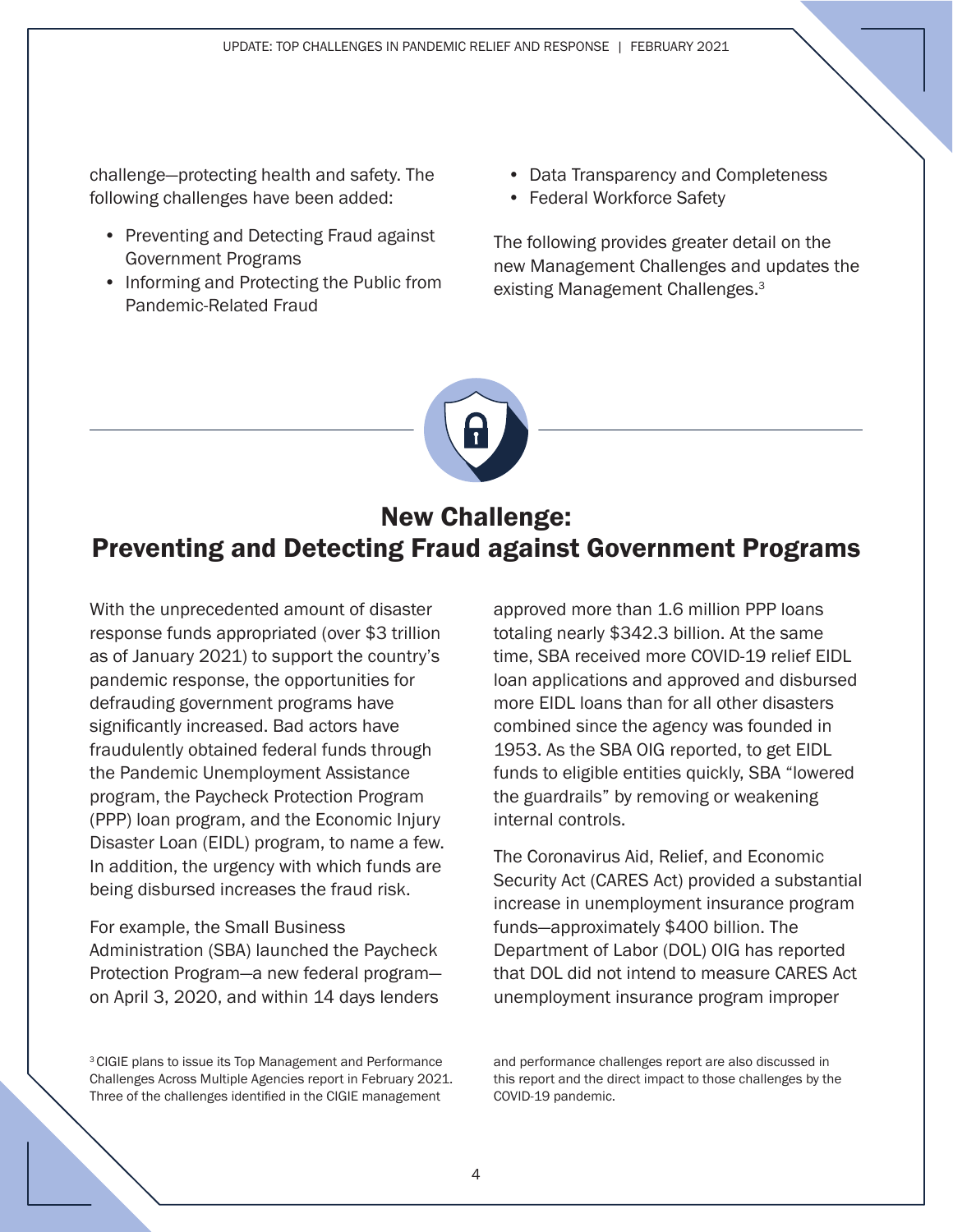challenge—protecting health and safety. The following challenges have been added:

- Preventing and Detecting Fraud against Government Programs
- Informing and Protecting the Public from Pandemic-Related Fraud
- Data Transparency and Completeness
- Federal Workforce Safety

The following provides greater detail on the new Management Challenges and updates the existing Management Challenges.[3]

## New Challenge: Preventing and Detecting Fraud against Government Programs

With the unprecedented amount of disaster response funds appropriated (over $3 trillion as of January 2021) to support the country's pandemic response, the opportunities for defrauding government programs have significantly increased. Bad actors have fraudulently obtained federal funds through the Pandemic Unemployment Assistance program, the Paycheck Protection Program (PPP) loan program, and the Economic Injury Disaster Loan (EIDL) program, to name a few. In addition, the urgency with which funds are being disbursed increases the fraud risk.

For example, the Small Business Administration (SBA) launched the Paycheck Protection Program—a new federal program—on April 3, 2020, and within 14 days lenders approved more than 1.6 million PPP loans totaling nearly $342.3 billion. At the same time, SBA received more COVID-19 relief EIDL loan applications and approved and disbursed more EIDL loans than for all other disasters combined since the agency was founded in 1953. As the SBA OIG reported, to get EIDL funds to eligible entities quickly, SBA "lowered the guardrails" by removing or weakening internal controls.

The Coronavirus Aid, Relief, and Economic Security Act (CARES Act) provided a substantial increase in unemployment insurance program funds—approximately $400 billion. The Department of Labor (DOL) OIG has reported that DOL did not intend to measure CARES Act unemployment insurance program improper

[3] CIGIE plans to issue its Top Management and Performance Challenges Across Multiple Agencies report in February 2021. Three of the challenges identified in the CIGIE management and performance challenges report are also discussed in this report and the direct impact to those challenges by the COVID-19 pandemic.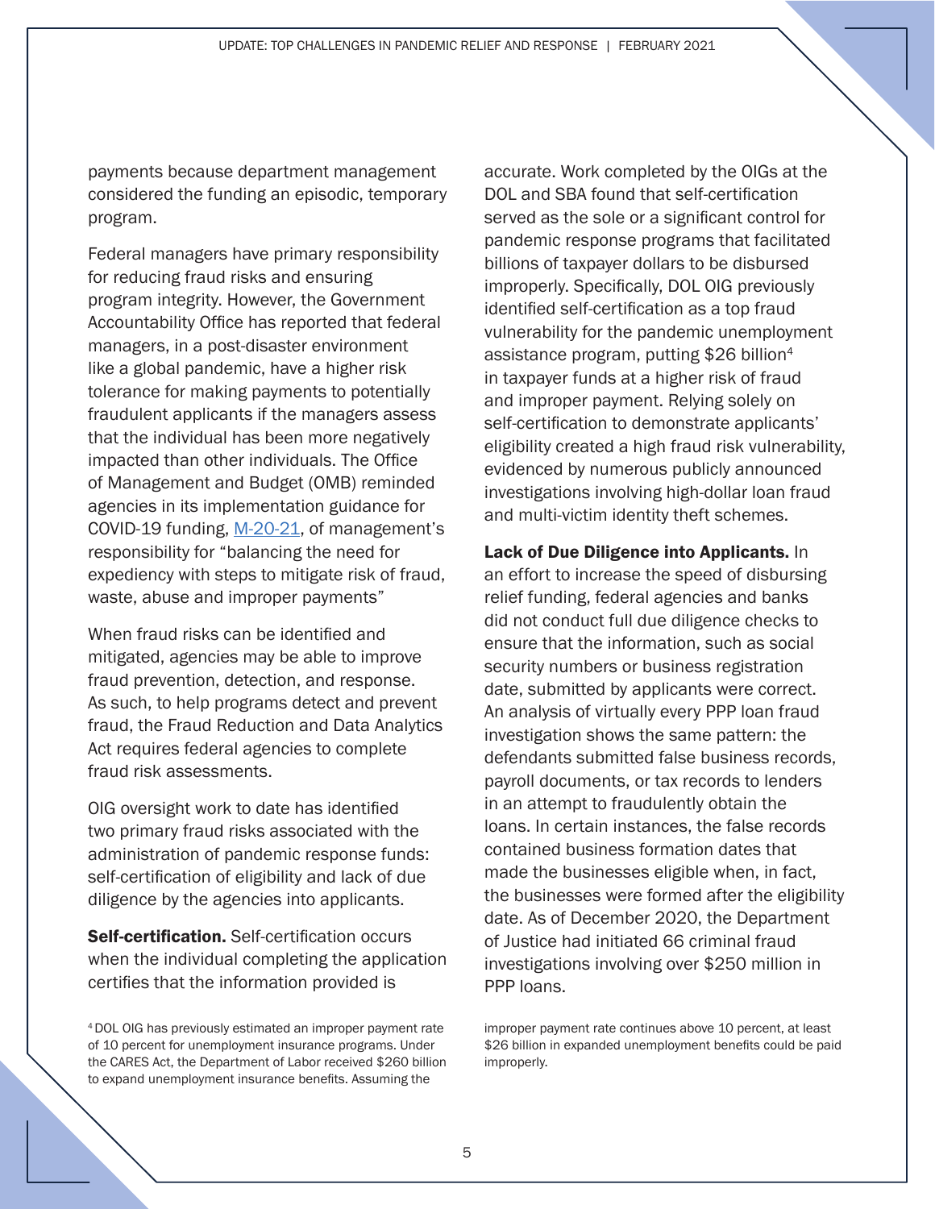payments because department management considered the funding an episodic, temporary program.

Federal managers have primary responsibility for reducing fraud risks and ensuring program integrity. However, the Government Accountability Office has reported that federal managers, in a post-disaster environment like a global pandemic, have a higher risk tolerance for making payments to potentially fraudulent applicants if the managers assess that the individual has been more negatively impacted than other individuals. The Office of Management and Budget (OMB) reminded agencies in its implementation guidance for COVID-19 funding, M-20-21, of management's responsibility for "balancing the need for expediency with steps to mitigate risk of fraud, waste, abuse and improper payments"

When fraud risks can be identified and mitigated, agencies may be able to improve fraud prevention, detection, and response. As such, to help programs detect and prevent fraud, the Fraud Reduction and Data Analytics Act requires federal agencies to complete fraud risk assessments.

OIG oversight work to date has identified two primary fraud risks associated with the administration of pandemic response funds: self-certification of eligibility and lack of due diligence by the agencies into applicants.

**Self-certification.** Self-certification occurs when the individual completing the application certifies that the information provided is accurate. Work completed by the OIGs at the DOL and SBA found that self-certification served as the sole or a significant control for pandemic response programs that facilitated billions of taxpayer dollars to be disbursed improperly. Specifically, DOL OIG previously identified self-certification as a top fraud vulnerability for the pandemic unemployment assistance program, putting \$26 billion[4] in taxpayer funds at a higher risk of fraud and improper payment. Relying solely on self-certification to demonstrate applicants' eligibility created a high fraud risk vulnerability, evidenced by numerous publicly announced investigations involving high-dollar loan fraud and multi-victim identity theft schemes.

**Lack of Due Diligence into Applicants.** In an effort to increase the speed of disbursing relief funding, federal agencies and banks did not conduct full due diligence checks to ensure that the information, such as social security numbers or business registration date, submitted by applicants were correct. An analysis of virtually every PPP loan fraud investigation shows the same pattern: the defendants submitted false business records, payroll documents, or tax records to lenders in an attempt to fraudulently obtain the loans. In certain instances, the false records contained business formation dates that made the businesses eligible when, in fact, the businesses were formed after the eligibility date. As of December 2020, the Department of Justice had initiated 66 criminal fraud investigations involving over \$250 million in PPP loans.

[4] DOL OIG has previously estimated an improper payment rate of 10 percent for unemployment insurance programs. Under the CARES Act, the Department of Labor received \$260 billion to expand unemployment insurance benefits. Assuming the improper payment rate continues above 10 percent, at least \$26 billion in expanded unemployment benefits could be paid improperly.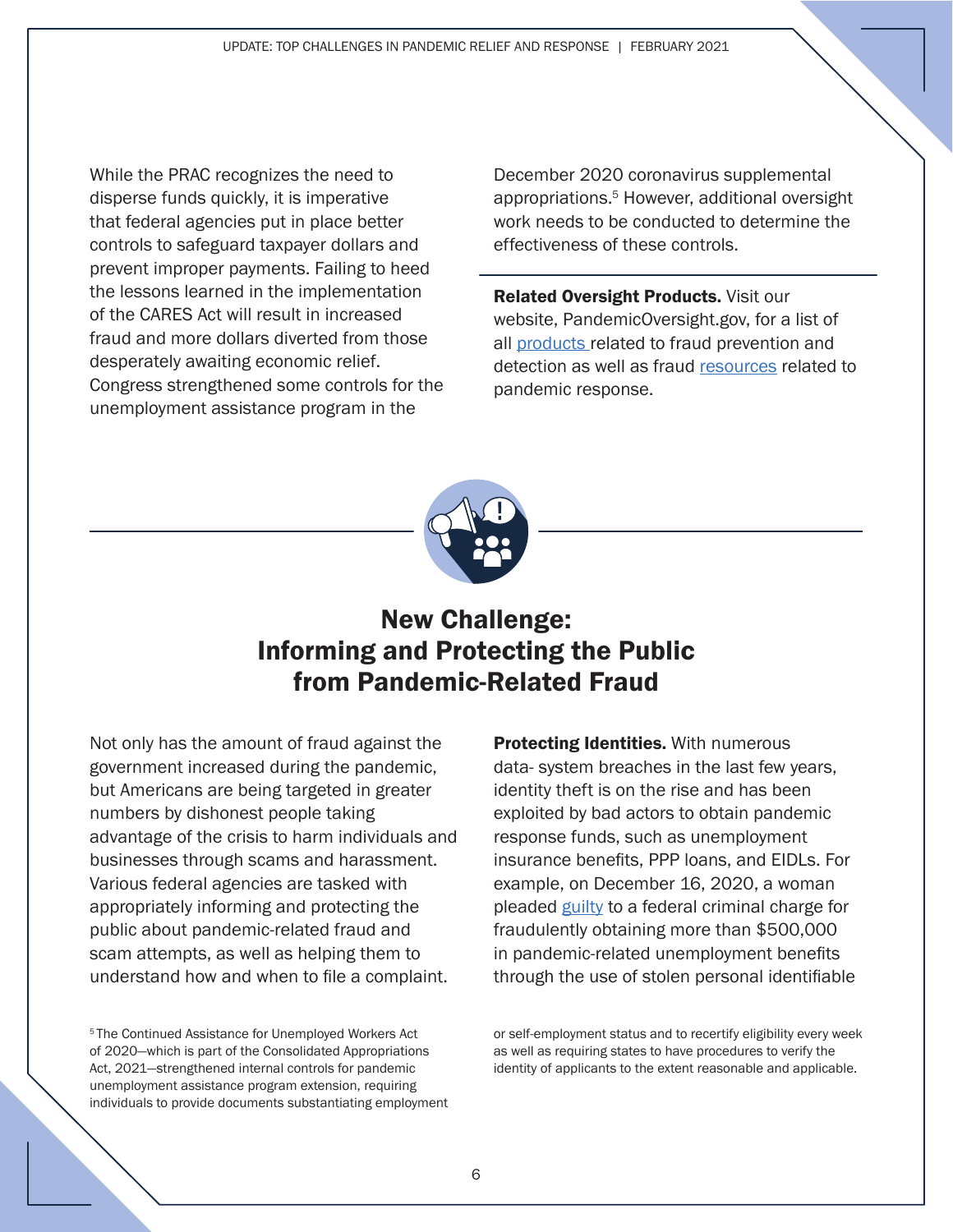While the PRAC recognizes the need to disperse funds quickly, it is imperative that federal agencies put in place better controls to safeguard taxpayer dollars and prevent improper payments. Failing to heed the lessons learned in the implementation of the CARES Act will result in increased fraud and more dollars diverted from those desperately awaiting economic relief. Congress strengthened some controls for the unemployment assistance program in the December 2020 coronavirus supplemental appropriations.[5] However, additional oversight work needs to be conducted to determine the effectiveness of these controls.

**Related Oversight Products.** Visit our website, PandemicOversight.gov, for a list of all products related to fraud prevention and detection as well as fraud resources related to pandemic response.

## New Challenge: Informing and Protecting the Public from Pandemic-Related Fraud

Not only has the amount of fraud against the government increased during the pandemic, but Americans are being targeted in greater numbers by dishonest people taking advantage of the crisis to harm individuals and businesses through scams and harassment. Various federal agencies are tasked with appropriately informing and protecting the public about pandemic-related fraud and scam attempts, as well as helping them to understand how and when to file a complaint.

**Protecting Identities.** With numerous data- system breaches in the last few years, identity theft is on the rise and has been exploited by bad actors to obtain pandemic response funds, such as unemployment insurance benefits, PPP loans, and EIDLs. For example, on December 16, 2020, a woman pleaded guilty to a federal criminal charge for fraudulently obtaining more than $500,000 in pandemic-related unemployment benefits through the use of stolen personal identifiable

[5] The Continued Assistance for Unemployed Workers Act of 2020—which is part of the Consolidated Appropriations Act, 2021—strengthened internal controls for pandemic unemployment assistance program extension, requiring individuals to provide documents substantiating employment or self-employment status and to recertify eligibility every week as well as requiring states to have procedures to verify the identity of applicants to the extent reasonable and applicable.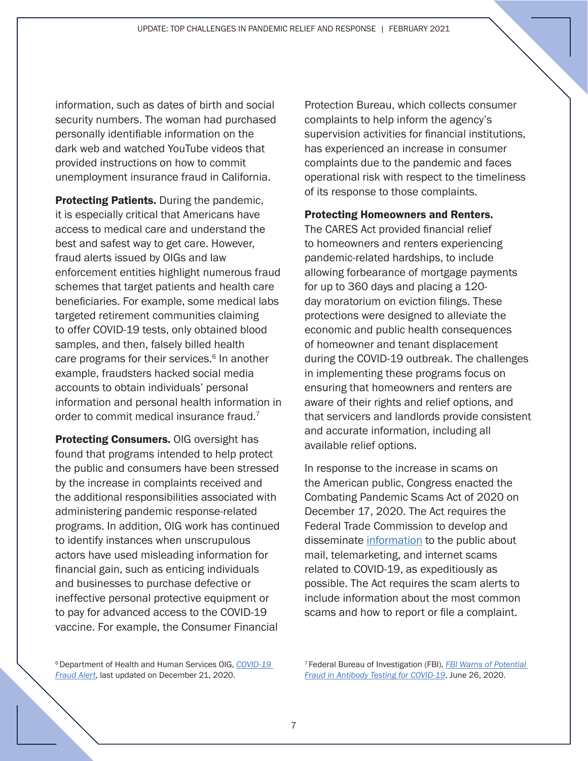information, such as dates of birth and social security numbers. The woman had purchased personally identifiable information on the dark web and watched YouTube videos that provided instructions on how to commit unemployment insurance fraud in California.

**Protecting Patients.** During the pandemic, it is especially critical that Americans have access to medical care and understand the best and safest way to get care. However, fraud alerts issued by OIGs and law enforcement entities highlight numerous fraud schemes that target patients and health care beneficiaries. For example, some medical labs targeted retirement communities claiming to offer COVID-19 tests, only obtained blood samples, and then, falsely billed health care programs for their services.[6] In another example, fraudsters hacked social media accounts to obtain individuals' personal information and personal health information in order to commit medical insurance fraud.[7]

**Protecting Consumers.** OIG oversight has found that programs intended to help protect the public and consumers have been stressed by the increase in complaints received and the additional responsibilities associated with administering pandemic response-related programs. In addition, OIG work has continued to identify instances when unscrupulous actors have used misleading information for financial gain, such as enticing individuals and businesses to purchase defective or ineffective personal protective equipment or to pay for advanced access to the COVID-19 vaccine. For example, the Consumer Financial Protection Bureau, which collects consumer complaints to help inform the agency's supervision activities for financial institutions, has experienced an increase in consumer complaints due to the pandemic and faces operational risk with respect to the timeliness of its response to those complaints.

**Protecting Homeowners and Renters.** The CARES Act provided financial relief to homeowners and renters experiencing pandemic-related hardships, to include allowing forbearance of mortgage payments for up to 360 days and placing a 120-day moratorium on eviction filings. These protections were designed to alleviate the economic and public health consequences of homeowner and tenant displacement during the COVID-19 outbreak. The challenges in implementing these programs focus on ensuring that homeowners and renters are aware of their rights and relief options, and that servicers and landlords provide consistent and accurate information, including all available relief options.

In response to the increase in scams on the American public, Congress enacted the Combating Pandemic Scams Act of 2020 on December 17, 2020. The Act requires the Federal Trade Commission to develop and disseminate information to the public about mail, telemarketing, and internet scams related to COVID-19, as expeditiously as possible. The Act requires the scam alerts to include information about the most common scams and how to report or file a complaint.

[6] Department of Health and Human Services OIG, *COVID-19 Fraud Alert*, last updated on December 21, 2020.

[7] Federal Bureau of Investigation (FBI), *FBI Warns of Potential Fraud in Antibody Testing for COVID-19*, June 26, 2020.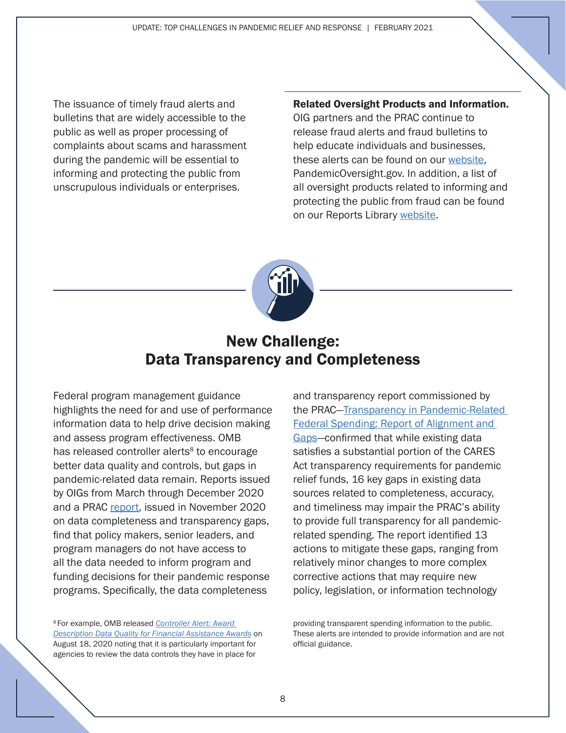The issuance of timely fraud alerts and bulletins that are widely accessible to the public as well as proper processing of complaints about scams and harassment during the pandemic will be essential to informing and protecting the public from unscrupulous individuals or enterprises.

**Related Oversight Products and Information.** OIG partners and the PRAC continue to release fraud alerts and fraud bulletins to help educate individuals and businesses, these alerts can be found on our website, PandemicOversight.gov. In addition, a list of all oversight products related to informing and protecting the public from fraud can be found on our Reports Library website.

## New Challenge: Data Transparency and Completeness

Federal program management guidance highlights the need for and use of performance information data to help drive decision making and assess program effectiveness. OMB has released controller alerts[8] to encourage better data quality and controls, but gaps in pandemic-related data remain. Reports issued by OIGs from March through December 2020 and a PRAC report, issued in November 2020 on data completeness and transparency gaps, find that policy makers, senior leaders, and program managers do not have access to all the data needed to inform program and funding decisions for their pandemic response programs. Specifically, the data completeness and transparency report commissioned by the PRAC—Transparency in Pandemic-Related Federal Spending: Report of Alignment and Gaps—confirmed that while existing data satisfies a substantial portion of the CARES Act transparency requirements for pandemic relief funds, 16 key gaps in existing data sources related to completeness, accuracy, and timeliness may impair the PRAC's ability to provide full transparency for all pandemic-related spending. The report identified 13 actions to mitigate these gaps, ranging from relatively minor changes to more complex corrective actions that may require new policy, legislation, or information technology

[8] For example, OMB released *Controller Alert: Award Description Data Quality for Financial Assistance Awards* on August 18, 2020 noting that it is particularly important for agencies to review the data controls they have in place for providing transparent spending information to the public. These alerts are intended to provide information and are not official guidance.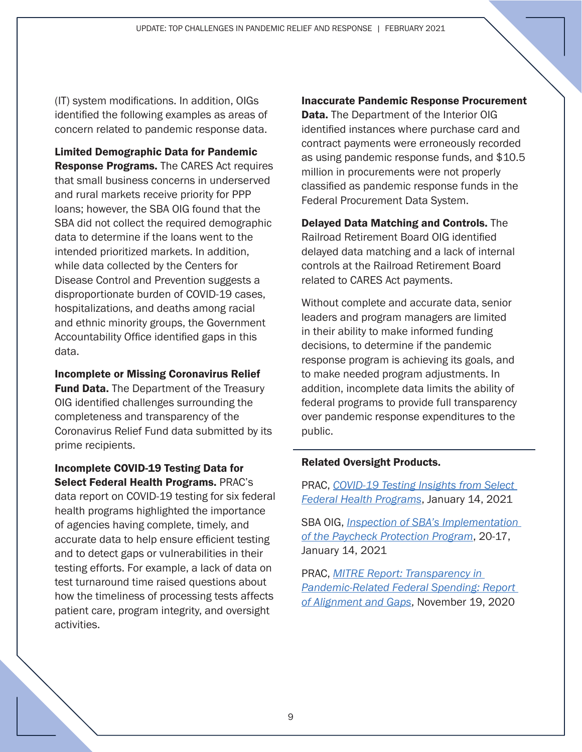(IT) system modifications. In addition, OIGs identified the following examples as areas of concern related to pandemic response data.

**Limited Demographic Data for Pandemic Response Programs.** The CARES Act requires that small business concerns in underserved and rural markets receive priority for PPP loans; however, the SBA OIG found that the SBA did not collect the required demographic data to determine if the loans went to the intended prioritized markets. In addition, while data collected by the Centers for Disease Control and Prevention suggests a disproportionate burden of COVID-19 cases, hospitalizations, and deaths among racial and ethnic minority groups, the Government Accountability Office identified gaps in this data.

**Incomplete or Missing Coronavirus Relief Fund Data.** The Department of the Treasury OIG identified challenges surrounding the completeness and transparency of the Coronavirus Relief Fund data submitted by its prime recipients.

**Incomplete COVID-19 Testing Data for Select Federal Health Programs.** PRAC's data report on COVID-19 testing for six federal health programs highlighted the importance of agencies having complete, timely, and accurate data to help ensure efficient testing and to detect gaps or vulnerabilities in their testing efforts. For example, a lack of data on test turnaround time raised questions about how the timeliness of processing tests affects patient care, program integrity, and oversight activities.

**Inaccurate Pandemic Response Procurement Data.** The Department of the Interior OIG identified instances where purchase card and contract payments were erroneously recorded as using pandemic response funds, and $10.5 million in procurements were not properly classified as pandemic response funds in the Federal Procurement Data System.

**Delayed Data Matching and Controls.** The Railroad Retirement Board OIG identified delayed data matching and a lack of internal controls at the Railroad Retirement Board related to CARES Act payments.

Without complete and accurate data, senior leaders and program managers are limited in their ability to make informed funding decisions, to determine if the pandemic response program is achieving its goals, and to make needed program adjustments. In addition, incomplete data limits the ability of federal programs to provide full transparency over pandemic response expenditures to the public.

**Related Oversight Products.**

PRAC, *COVID-19 Testing Insights from Select Federal Health Programs*, January 14, 2021

SBA OIG, *Inspection of SBA's Implementation of the Paycheck Protection Program*, 20-17, January 14, 2021

PRAC, *MITRE Report: Transparency in Pandemic-Related Federal Spending: Report of Alignment and Gaps*, November 19, 2020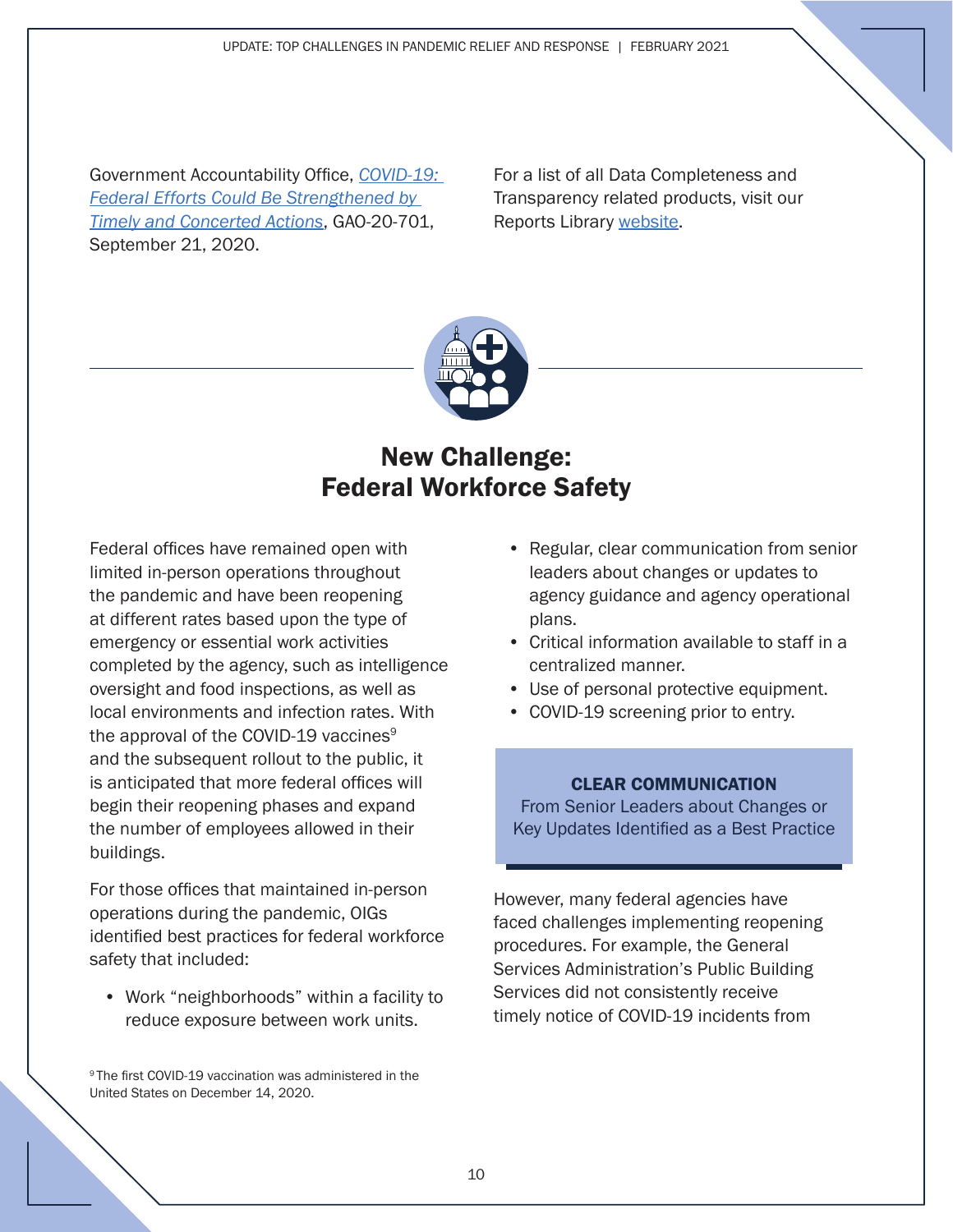Government Accountability Office, *COVID-19: Federal Efforts Could Be Strengthened by Timely and Concerted Actions*, GAO-20-701, September 21, 2020.

For a list of all Data Completeness and Transparency related products, visit our Reports Library website.

## New Challenge: Federal Workforce Safety

Federal offices have remained open with limited in-person operations throughout the pandemic and have been reopening at different rates based upon the type of emergency or essential work activities completed by the agency, such as intelligence oversight and food inspections, as well as local environments and infection rates. With the approval of the COVID-19 vaccines[9] and the subsequent rollout to the public, it is anticipated that more federal offices will begin their reopening phases and expand the number of employees allowed in their buildings.

For those offices that maintained in-person operations during the pandemic, OIGs identified best practices for federal workforce safety that included:

- Work "neighborhoods" within a facility to reduce exposure between work units.
- Regular, clear communication from senior leaders about changes or updates to agency guidance and agency operational plans.
- Critical information available to staff in a centralized manner.
- Use of personal protective equipment.
- COVID-19 screening prior to entry.

> **CLEAR COMMUNICATION**
> From Senior Leaders about Changes or Key Updates Identified as a Best Practice

However, many federal agencies have faced challenges implementing reopening procedures. For example, the General Services Administration's Public Building Services did not consistently receive timely notice of COVID-19 incidents from

[9] The first COVID-19 vaccination was administered in the United States on December 14, 2020.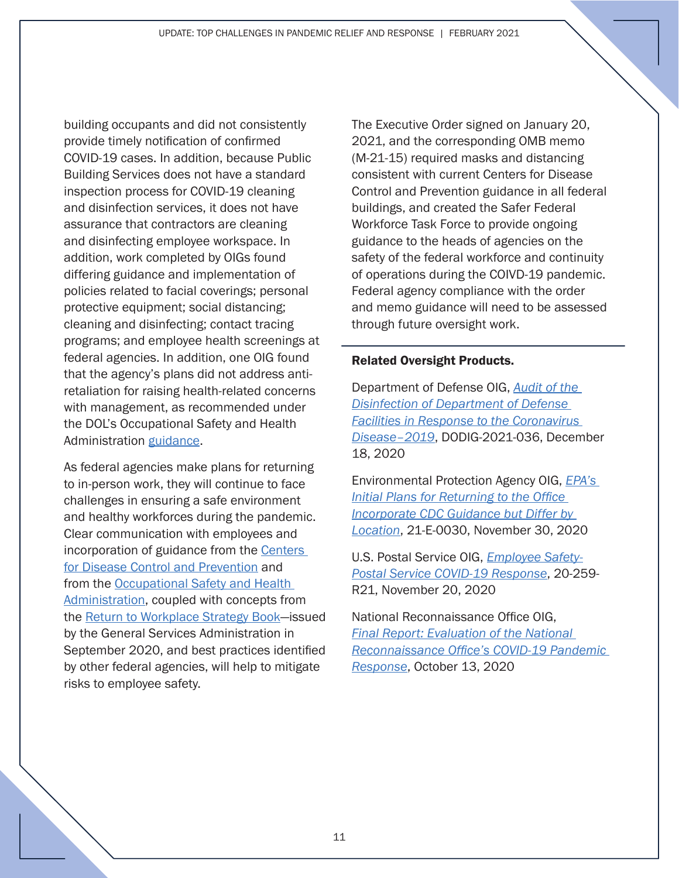building occupants and did not consistently provide timely notification of confirmed COVID-19 cases. In addition, because Public Building Services does not have a standard inspection process for COVID-19 cleaning and disinfection services, it does not have assurance that contractors are cleaning and disinfecting employee workspace. In addition, work completed by OIGs found differing guidance and implementation of policies related to facial coverings; personal protective equipment; social distancing; cleaning and disinfecting; contact tracing programs; and employee health screenings at federal agencies. In addition, one OIG found that the agency's plans did not address anti-retaliation for raising health-related concerns with management, as recommended under the DOL's Occupational Safety and Health Administration guidance.

As federal agencies make plans for returning to in-person work, they will continue to face challenges in ensuring a safe environment and healthy workforces during the pandemic. Clear communication with employees and incorporation of guidance from the Centers for Disease Control and Prevention and from the Occupational Safety and Health Administration, coupled with concepts from the Return to Workplace Strategy Book—issued by the General Services Administration in September 2020, and best practices identified by other federal agencies, will help to mitigate risks to employee safety.

The Executive Order signed on January 20, 2021, and the corresponding OMB memo (M-21-15) required masks and distancing consistent with current Centers for Disease Control and Prevention guidance in all federal buildings, and created the Safer Federal Workforce Task Force to provide ongoing guidance to the heads of agencies on the safety of the federal workforce and continuity of operations during the COIVD-19 pandemic. Federal agency compliance with the order and memo guidance will need to be assessed through future oversight work.

**Related Oversight Products.**

Department of Defense OIG, *Audit of the Disinfection of Department of Defense Facilities in Response to the Coronavirus Disease–2019*, DODIG-2021-036, December 18, 2020

Environmental Protection Agency OIG, *EPA's Initial Plans for Returning to the Office Incorporate CDC Guidance but Differ by Location*, 21-E-0030, November 30, 2020

U.S. Postal Service OIG, *Employee Safety-Postal Service COVID-19 Response*, 20-259-R21, November 20, 2020

National Reconnaissance Office OIG, *Final Report: Evaluation of the National Reconnaissance Office's COVID-19 Pandemic Response*, October 13, 2020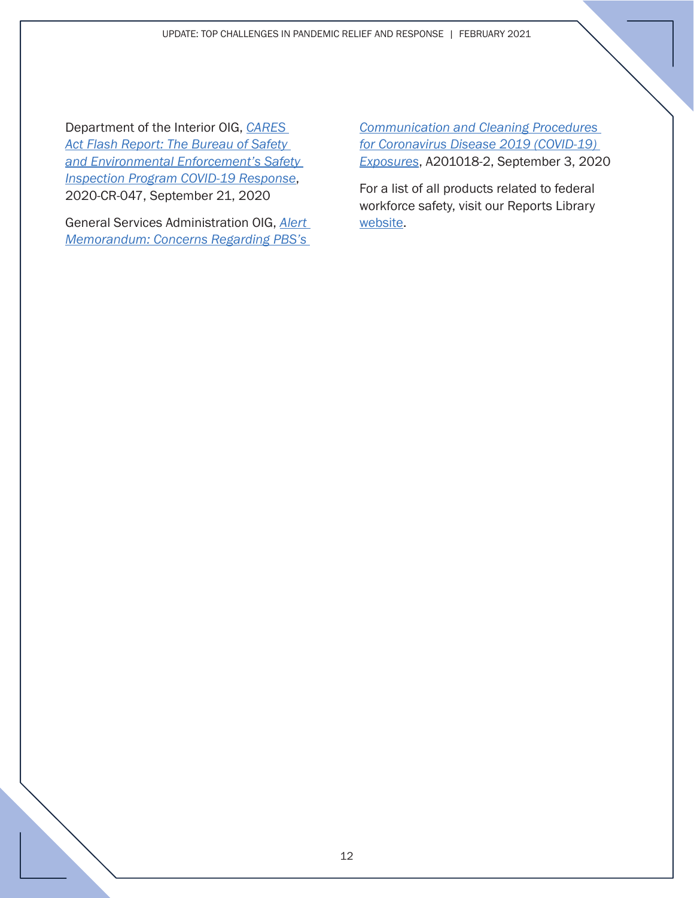Department of the Interior OIG, *CARES Act Flash Report: The Bureau of Safety and Environmental Enforcement's Safety Inspection Program COVID-19 Response*, 2020-CR-047, September 21, 2020

General Services Administration OIG, *Alert Memorandum: Concerns Regarding PBS's Communication and Cleaning Procedures for Coronavirus Disease 2019 (COVID-19) Exposures*, A201018-2, September 3, 2020

For a list of all products related to federal workforce safety, visit our Reports Library website.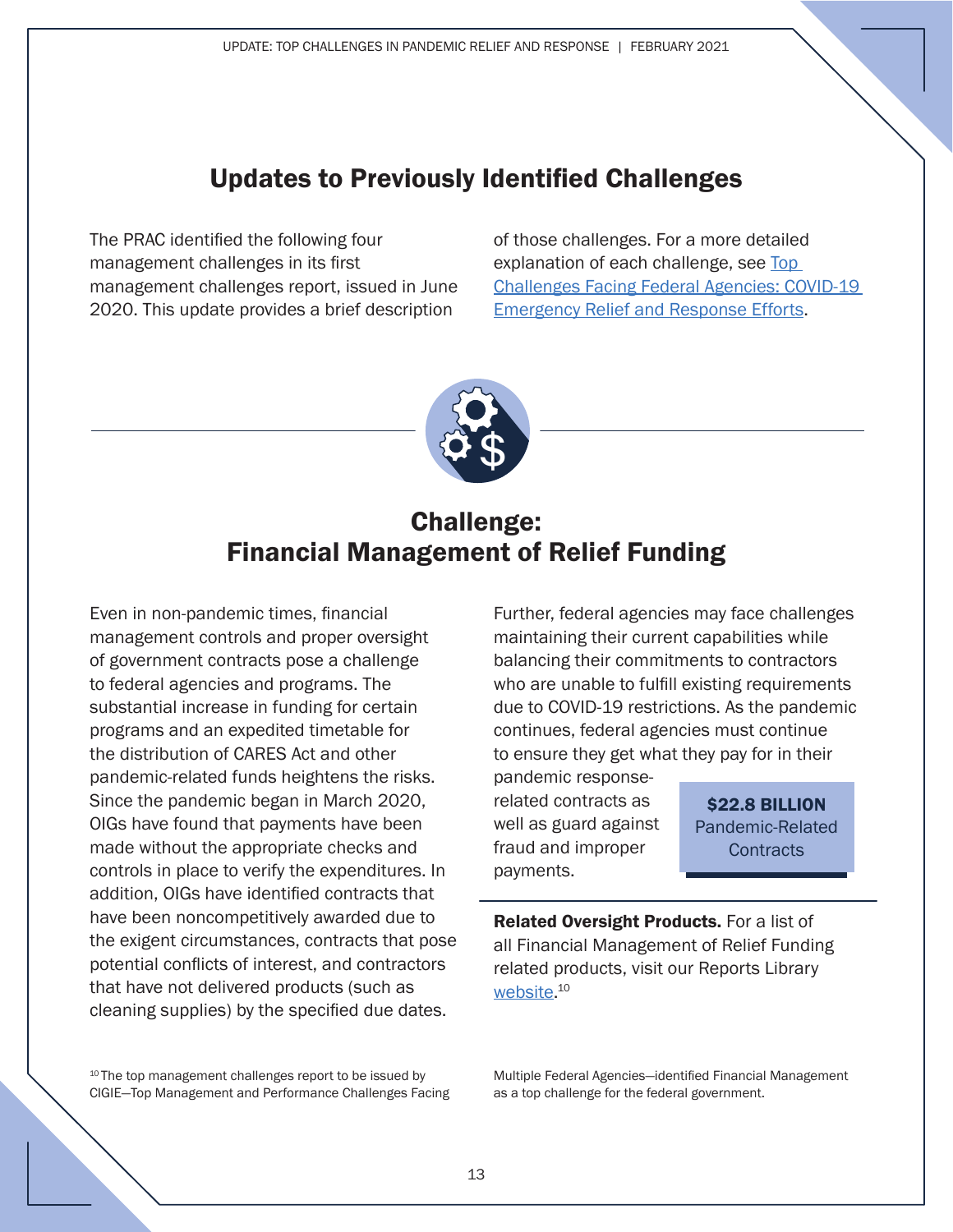## Updates to Previously Identified Challenges

The PRAC identified the following four management challenges in its first management challenges report, issued in June 2020. This update provides a brief description of those challenges. For a more detailed explanation of each challenge, see [Top Challenges Facing Federal Agencies: COVID-19 Emergency Relief and Response Efforts](#).

## Challenge: Financial Management of Relief Funding

Even in non-pandemic times, financial management controls and proper oversight of government contracts pose a challenge to federal agencies and programs. The substantial increase in funding for certain programs and an expedited timetable for the distribution of CARES Act and other pandemic-related funds heightens the risks. Since the pandemic began in March 2020, OIGs have found that payments have been made without the appropriate checks and controls in place to verify the expenditures. In addition, OIGs have identified contracts that have been noncompetitively awarded due to the exigent circumstances, contracts that pose potential conflicts of interest, and contractors that have not delivered products (such as cleaning supplies) by the specified due dates.

Further, federal agencies may face challenges maintaining their current capabilities while balancing their commitments to contractors who are unable to fulfill existing requirements due to COVID-19 restrictions. As the pandemic continues, federal agencies must continue to ensure they get what they pay for in their pandemic response-related contracts as well as guard against fraud and improper payments.

**$22.8 BILLION**
Pandemic-Related Contracts

**Related Oversight Products.** For a list of all Financial Management of Relief Funding related products, visit our Reports Library [website](#).[10]

[10] The top management challenges report to be issued by CIGIE—Top Management and Performance Challenges Facing Multiple Federal Agencies—identified Financial Management as a top challenge for the federal government.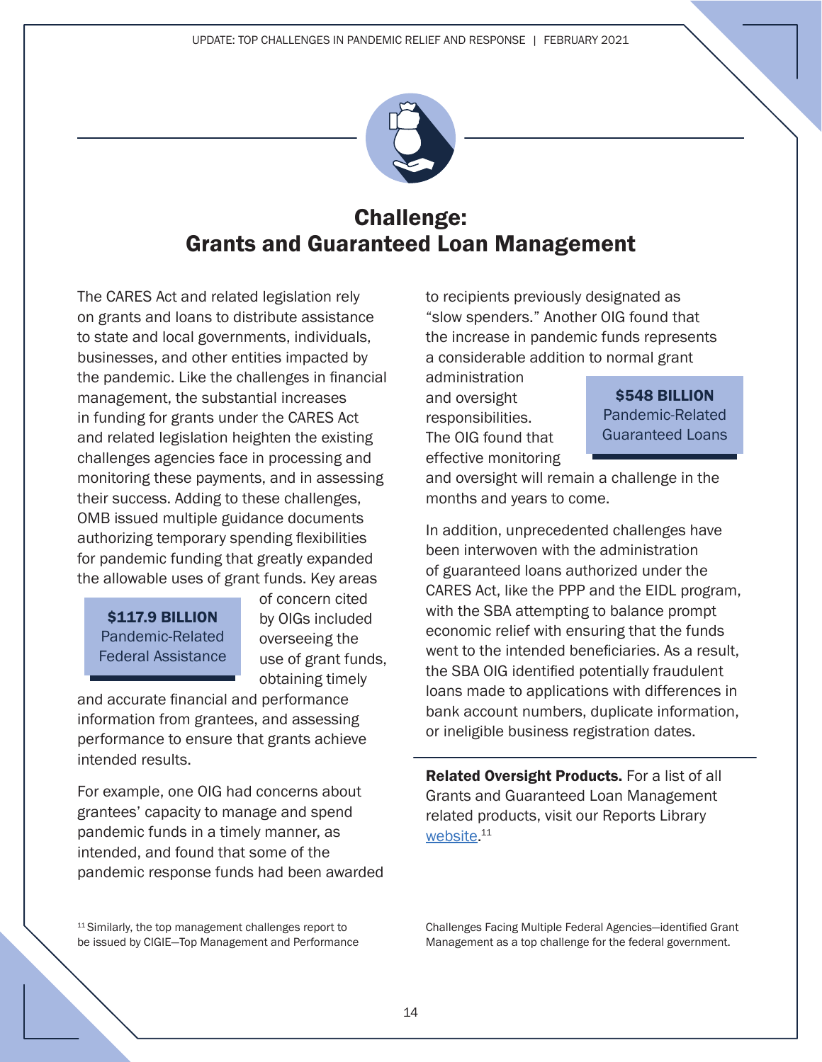# Challenge: Grants and Guaranteed Loan Management

The CARES Act and related legislation rely on grants and loans to distribute assistance to state and local governments, individuals, businesses, and other entities impacted by the pandemic. Like the challenges in financial management, the substantial increases in funding for grants under the CARES Act and related legislation heighten the existing challenges agencies face in processing and monitoring these payments, and in assessing their success. Adding to these challenges, OMB issued multiple guidance documents authorizing temporary spending flexibilities for pandemic funding that greatly expanded the allowable uses of grant funds. Key areas of concern cited by OIGs included overseeing the use of grant funds, obtaining timely and accurate financial and performance information from grantees, and assessing performance to ensure that grants achieve intended results.

**$117.9 BILLION**
Pandemic-Related Federal Assistance

For example, one OIG had concerns about grantees' capacity to manage and spend pandemic funds in a timely manner, as intended, and found that some of the pandemic response funds had been awarded to recipients previously designated as "slow spenders." Another OIG found that the increase in pandemic funds represents a considerable addition to normal grant administration and oversight responsibilities. The OIG found that effective monitoring and oversight will remain a challenge in the months and years to come.

**$548 BILLION**
Pandemic-Related Guaranteed Loans

In addition, unprecedented challenges have been interwoven with the administration of guaranteed loans authorized under the CARES Act, like the PPP and the EIDL program, with the SBA attempting to balance prompt economic relief with ensuring that the funds went to the intended beneficiaries. As a result, the SBA OIG identified potentially fraudulent loans made to applications with differences in bank account numbers, duplicate information, or ineligible business registration dates.

**Related Oversight Products.** For a list of all Grants and Guaranteed Loan Management related products, visit our Reports Library website.[11]

[11] Similarly, the top management challenges report to be issued by CIGIE—Top Management and Performance Challenges Facing Multiple Federal Agencies—identified Grant Management as a top challenge for the federal government.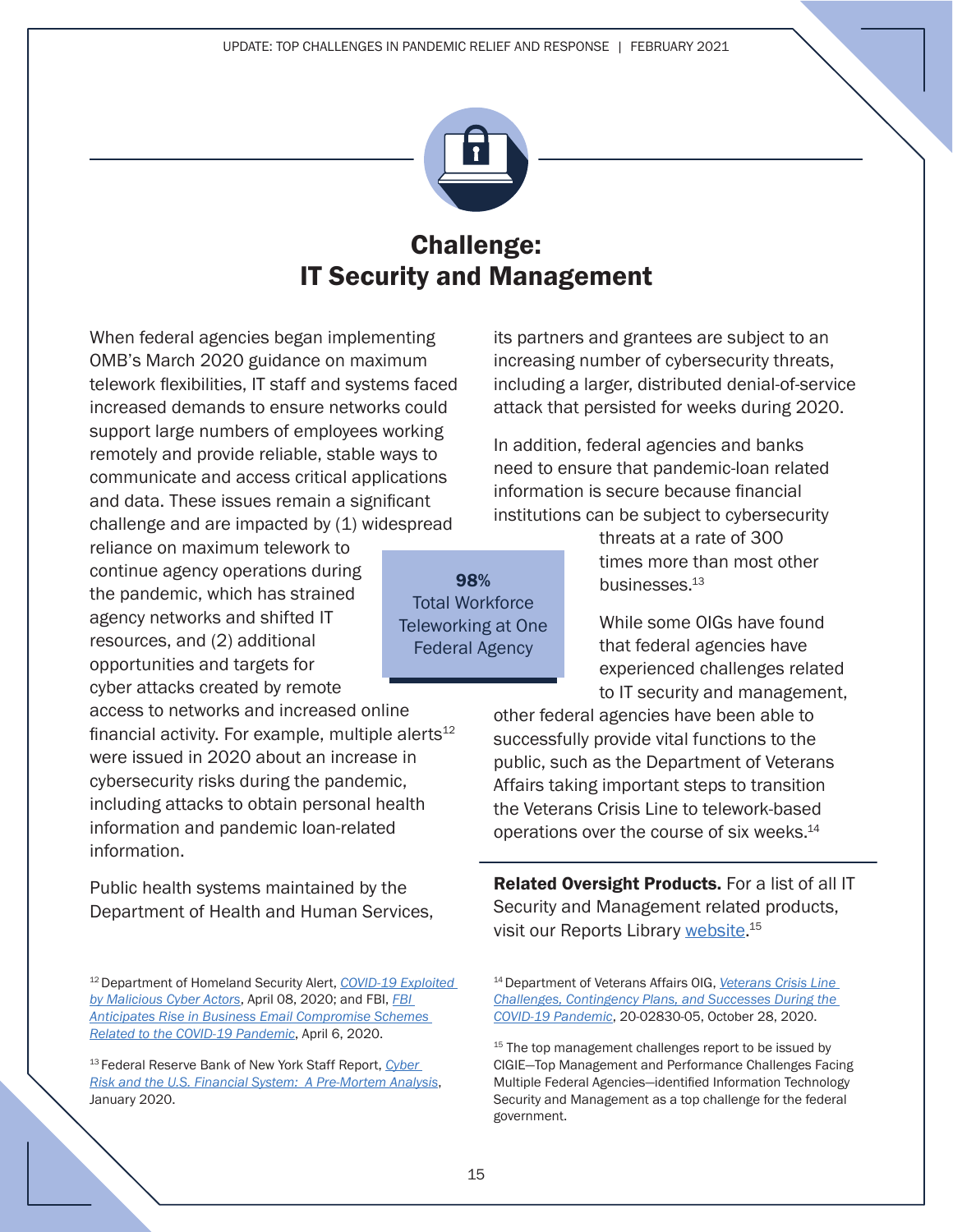# Challenge: IT Security and Management

When federal agencies began implementing OMB's March 2020 guidance on maximum telework flexibilities, IT staff and systems faced increased demands to ensure networks could support large numbers of employees working remotely and provide reliable, stable ways to communicate and access critical applications and data. These issues remain a significant challenge and are impacted by (1) widespread reliance on maximum telework to continue agency operations during the pandemic, which has strained agency networks and shifted IT resources, and (2) additional opportunities and targets for cyber attacks created by remote access to networks and increased online financial activity. For example, multiple alerts[12] were issued in 2020 about an increase in cybersecurity risks during the pandemic, including attacks to obtain personal health information and pandemic loan-related information.

**98%**
Total Workforce Teleworking at One Federal Agency

Public health systems maintained by the Department of Health and Human Services, its partners and grantees are subject to an increasing number of cybersecurity threats, including a larger, distributed denial-of-service attack that persisted for weeks during 2020.

In addition, federal agencies and banks need to ensure that pandemic-loan related information is secure because financial institutions can be subject to cybersecurity threats at a rate of 300 times more than most other businesses.[13]

While some OIGs have found that federal agencies have experienced challenges related to IT security and management, other federal agencies have been able to successfully provide vital functions to the public, such as the Department of Veterans Affairs taking important steps to transition the Veterans Crisis Line to telework-based operations over the course of six weeks.[14]

**Related Oversight Products.** For a list of all IT Security and Management related products, visit our Reports Library website.[15]

---

[12] Department of Homeland Security Alert, *COVID-19 Exploited by Malicious Cyber Actors*, April 08, 2020; and FBI, *FBI Anticipates Rise in Business Email Compromise Schemes Related to the COVID-19 Pandemic*, April 6, 2020.

[13] Federal Reserve Bank of New York Staff Report, *Cyber Risk and the U.S. Financial System: A Pre-Mortem Analysis*, January 2020.

[14] Department of Veterans Affairs OIG, *Veterans Crisis Line Challenges, Contingency Plans, and Successes During the COVID-19 Pandemic*, 20-02830-05, October 28, 2020.

[15] The top management challenges report to be issued by CIGIE—Top Management and Performance Challenges Facing Multiple Federal Agencies—identified Information Technology Security and Management as a top challenge for the federal government.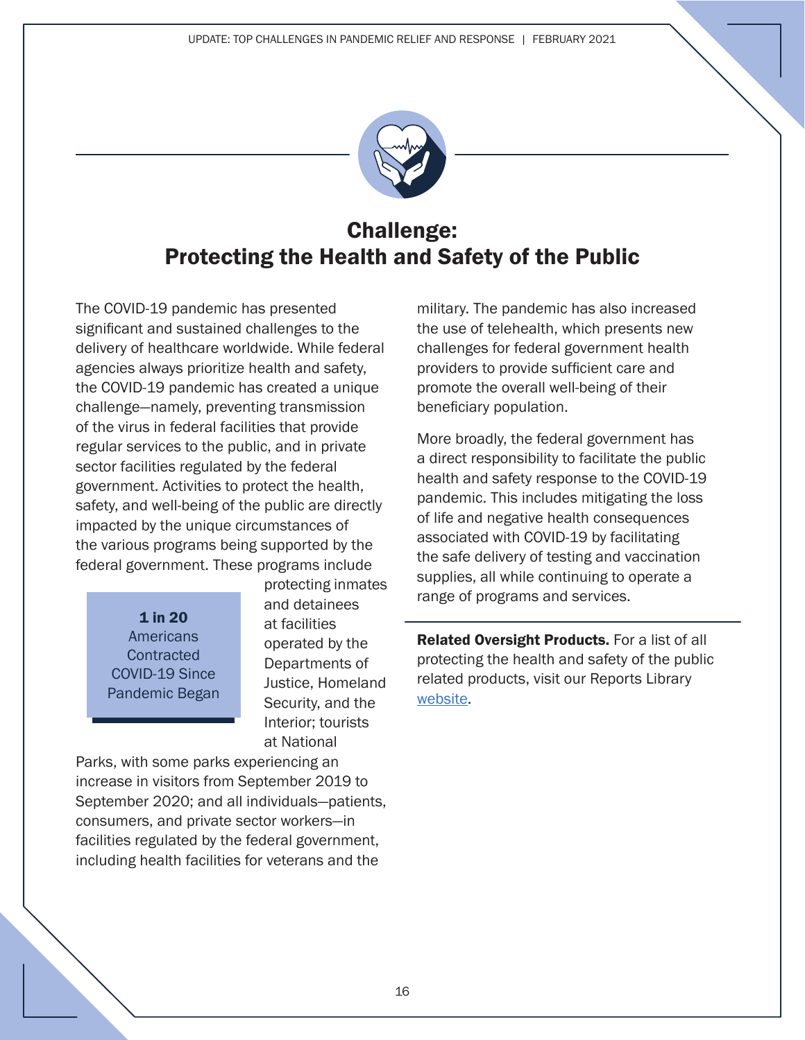# Challenge: Protecting the Health and Safety of the Public

The COVID-19 pandemic has presented significant and sustained challenges to the delivery of healthcare worldwide. While federal agencies always prioritize health and safety, the COVID-19 pandemic has created a unique challenge—namely, preventing transmission of the virus in federal facilities that provide regular services to the public, and in private sector facilities regulated by the federal government. Activities to protect the health, safety, and well-being of the public are directly impacted by the unique circumstances of the various programs being supported by the federal government. These programs include protecting inmates and detainees at facilities operated by the Departments of Justice, Homeland Security, and the Interior; tourists at National Parks, with some parks experiencing an increase in visitors from September 2019 to September 2020; and all individuals—patients, consumers, and private sector workers—in facilities regulated by the federal government, including health facilities for veterans and the military. The pandemic has also increased the use of telehealth, which presents new challenges for federal government health providers to provide sufficient care and promote the overall well-being of their beneficiary population.

> **1 in 20**
> Americans Contracted COVID-19 Since Pandemic Began

More broadly, the federal government has a direct responsibility to facilitate the public health and safety response to the COVID-19 pandemic. This includes mitigating the loss of life and negative health consequences associated with COVID-19 by facilitating the safe delivery of testing and vaccination supplies, all while continuing to operate a range of programs and services.

**Related Oversight Products.** For a list of all protecting the health and safety of the public related products, visit our Reports Library website.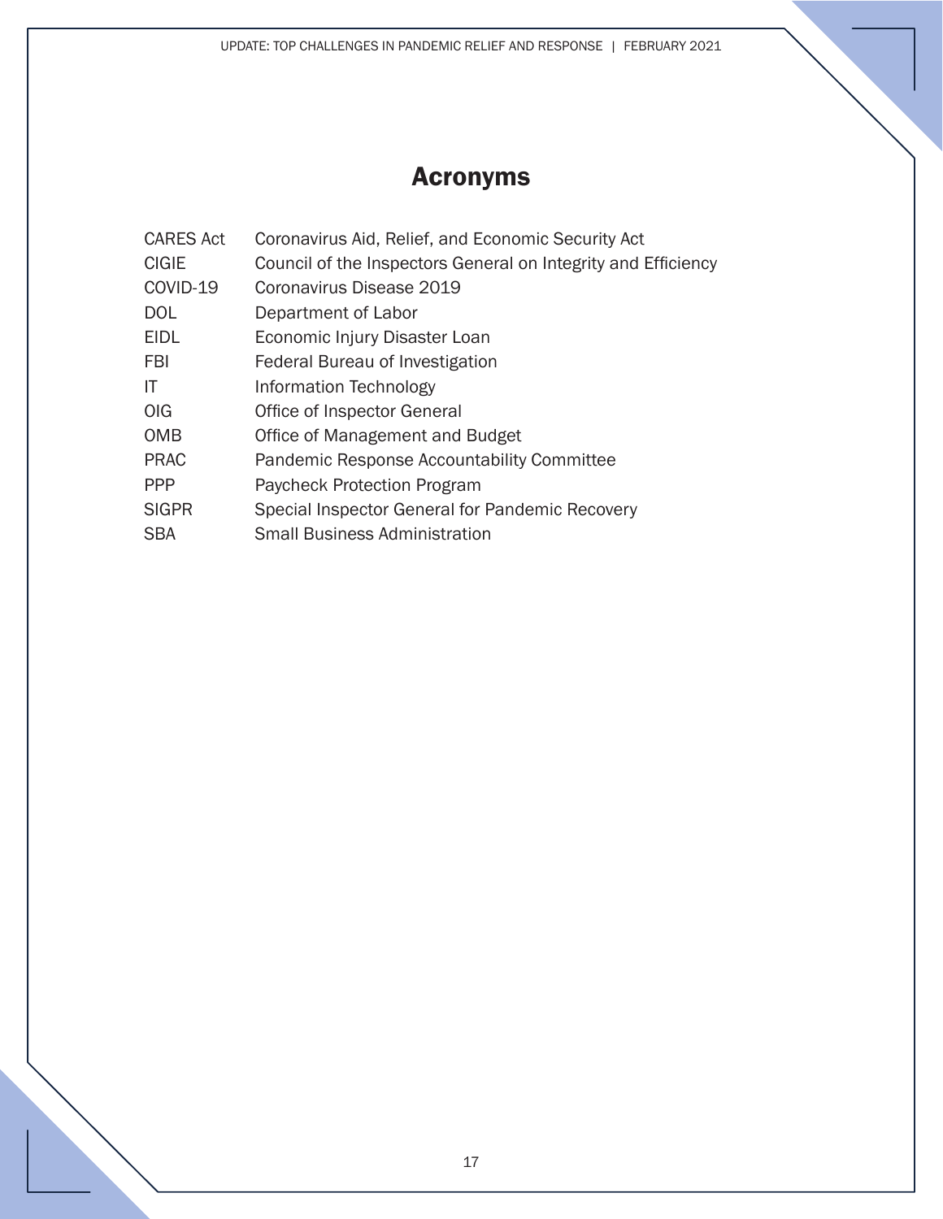# Acronyms

| | |
|---|---|
| CARES Act | Coronavirus Aid, Relief, and Economic Security Act |
| CIGIE | Council of the Inspectors General on Integrity and Efficiency |
| COVID-19 | Coronavirus Disease 2019 |
| DOL | Department of Labor |
| EIDL | Economic Injury Disaster Loan |
| FBI | Federal Bureau of Investigation |
| IT | Information Technology |
| OIG | Office of Inspector General |
| OMB | Office of Management and Budget |
| PRAC | Pandemic Response Accountability Committee |
| PPP | Paycheck Protection Program |
| SIGPR | Special Inspector General for Pandemic Recovery |
| SBA | Small Business Administration |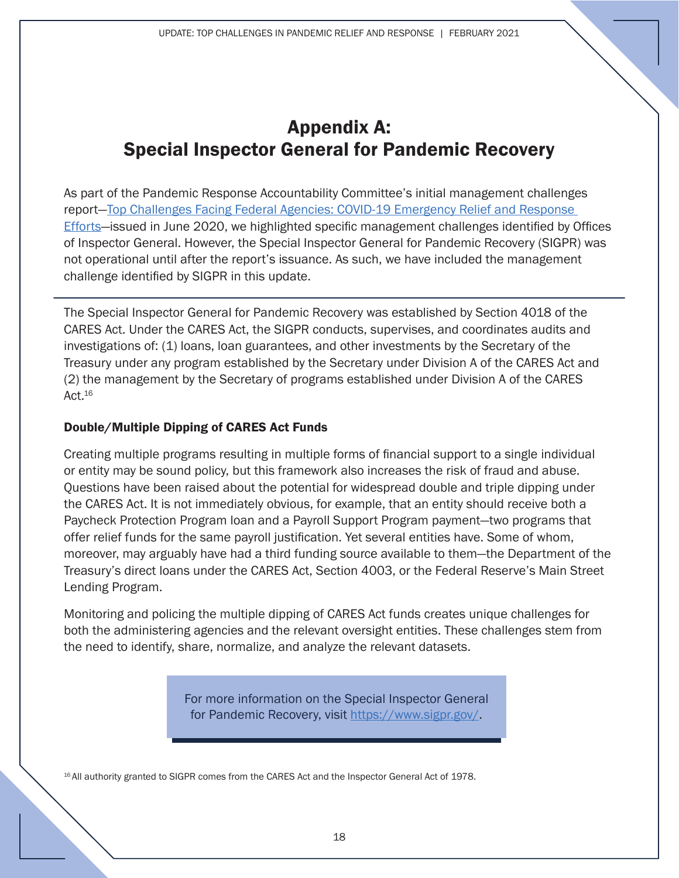# Appendix A: Special Inspector General for Pandemic Recovery

As part of the Pandemic Response Accountability Committee's initial management challenges report—Top Challenges Facing Federal Agencies: COVID-19 Emergency Relief and Response Efforts—issued in June 2020, we highlighted specific management challenges identified by Offices of Inspector General. However, the Special Inspector General for Pandemic Recovery (SIGPR) was not operational until after the report's issuance. As such, we have included the management challenge identified by SIGPR in this update.

---

The Special Inspector General for Pandemic Recovery was established by Section 4018 of the CARES Act. Under the CARES Act, the SIGPR conducts, supervises, and coordinates audits and investigations of: (1) loans, loan guarantees, and other investments by the Secretary of the Treasury under any program established by the Secretary under Division A of the CARES Act and (2) the management by the Secretary of programs established under Division A of the CARES Act.[16]

### Double/Multiple Dipping of CARES Act Funds

Creating multiple programs resulting in multiple forms of financial support to a single individual or entity may be sound policy, but this framework also increases the risk of fraud and abuse. Questions have been raised about the potential for widespread double and triple dipping under the CARES Act. It is not immediately obvious, for example, that an entity should receive both a Paycheck Protection Program loan and a Payroll Support Program payment—two programs that offer relief funds for the same payroll justification. Yet several entities have. Some of whom, moreover, may arguably have had a third funding source available to them—the Department of the Treasury's direct loans under the CARES Act, Section 4003, or the Federal Reserve's Main Street Lending Program.

Monitoring and policing the multiple dipping of CARES Act funds creates unique challenges for both the administering agencies and the relevant oversight entities. These challenges stem from the need to identify, share, normalize, and analyze the relevant datasets.

For more information on the Special Inspector General for Pandemic Recovery, visit https://www.sigpr.gov/.

[16] All authority granted to SIGPR comes from the CARES Act and the Inspector General Act of 1978.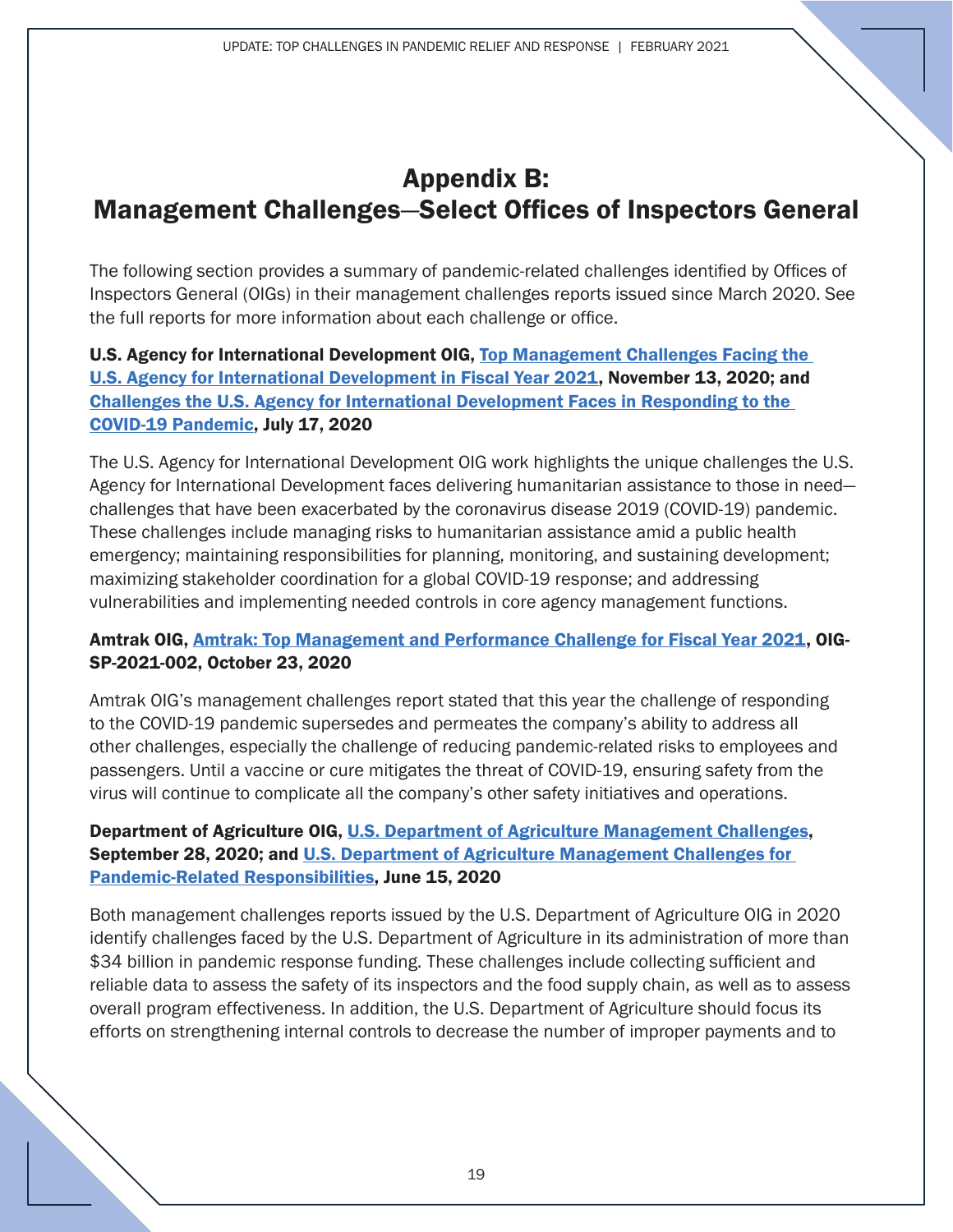# Appendix B: Management Challenges—Select Offices of Inspectors General

The following section provides a summary of pandemic-related challenges identified by Offices of Inspectors General (OIGs) in their management challenges reports issued since March 2020. See the full reports for more information about each challenge or office.

**U.S. Agency for International Development OIG, Top Management Challenges Facing the U.S. Agency for International Development in Fiscal Year 2021, November 13, 2020; and Challenges the U.S. Agency for International Development Faces in Responding to the COVID-19 Pandemic, July 17, 2020**

The U.S. Agency for International Development OIG work highlights the unique challenges the U.S. Agency for International Development faces delivering humanitarian assistance to those in need—challenges that have been exacerbated by the coronavirus disease 2019 (COVID-19) pandemic. These challenges include managing risks to humanitarian assistance amid a public health emergency; maintaining responsibilities for planning, monitoring, and sustaining development; maximizing stakeholder coordination for a global COVID-19 response; and addressing vulnerabilities and implementing needed controls in core agency management functions.

**Amtrak OIG, Amtrak: Top Management and Performance Challenge for Fiscal Year 2021, OIG-SP-2021-002, October 23, 2020**

Amtrak OIG's management challenges report stated that this year the challenge of responding to the COVID-19 pandemic supersedes and permeates the company's ability to address all other challenges, especially the challenge of reducing pandemic-related risks to employees and passengers. Until a vaccine or cure mitigates the threat of COVID-19, ensuring safety from the virus will continue to complicate all the company's other safety initiatives and operations.

**Department of Agriculture OIG, U.S. Department of Agriculture Management Challenges, September 28, 2020; and U.S. Department of Agriculture Management Challenges for Pandemic-Related Responsibilities, June 15, 2020**

Both management challenges reports issued by the U.S. Department of Agriculture OIG in 2020 identify challenges faced by the U.S. Department of Agriculture in its administration of more than $34 billion in pandemic response funding. These challenges include collecting sufficient and reliable data to assess the safety of its inspectors and the food supply chain, as well as to assess overall program effectiveness. In addition, the U.S. Department of Agriculture should focus its efforts on strengthening internal controls to decrease the number of improper payments and to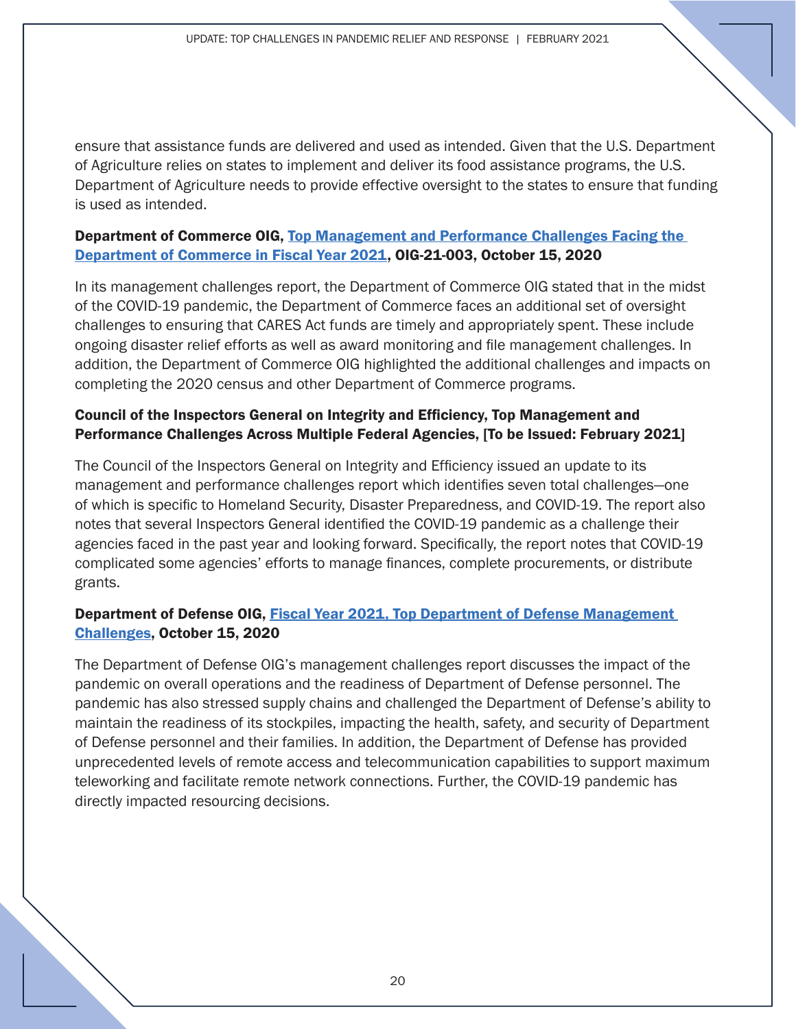ensure that assistance funds are delivered and used as intended. Given that the U.S. Department of Agriculture relies on states to implement and deliver its food assistance programs, the U.S. Department of Agriculture needs to provide effective oversight to the states to ensure that funding is used as intended.

**Department of Commerce OIG, [Top Management and Performance Challenges Facing the Department of Commerce in Fiscal Year 2021](), OIG-21-003, October 15, 2020**

In its management challenges report, the Department of Commerce OIG stated that in the midst of the COVID-19 pandemic, the Department of Commerce faces an additional set of oversight challenges to ensuring that CARES Act funds are timely and appropriately spent. These include ongoing disaster relief efforts as well as award monitoring and file management challenges. In addition, the Department of Commerce OIG highlighted the additional challenges and impacts on completing the 2020 census and other Department of Commerce programs.

**Council of the Inspectors General on Integrity and Efficiency, Top Management and Performance Challenges Across Multiple Federal Agencies, [To be Issued: February 2021]**

The Council of the Inspectors General on Integrity and Efficiency issued an update to its management and performance challenges report which identifies seven total challenges—one of which is specific to Homeland Security, Disaster Preparedness, and COVID-19. The report also notes that several Inspectors General identified the COVID-19 pandemic as a challenge their agencies faced in the past year and looking forward. Specifically, the report notes that COVID-19 complicated some agencies' efforts to manage finances, complete procurements, or distribute grants.

**Department of Defense OIG, [Fiscal Year 2021, Top Department of Defense Management Challenges](), October 15, 2020**

The Department of Defense OIG's management challenges report discusses the impact of the pandemic on overall operations and the readiness of Department of Defense personnel. The pandemic has also stressed supply chains and challenged the Department of Defense's ability to maintain the readiness of its stockpiles, impacting the health, safety, and security of Department of Defense personnel and their families. In addition, the Department of Defense has provided unprecedented levels of remote access and telecommunication capabilities to support maximum teleworking and facilitate remote network connections. Further, the COVID-19 pandemic has directly impacted resourcing decisions.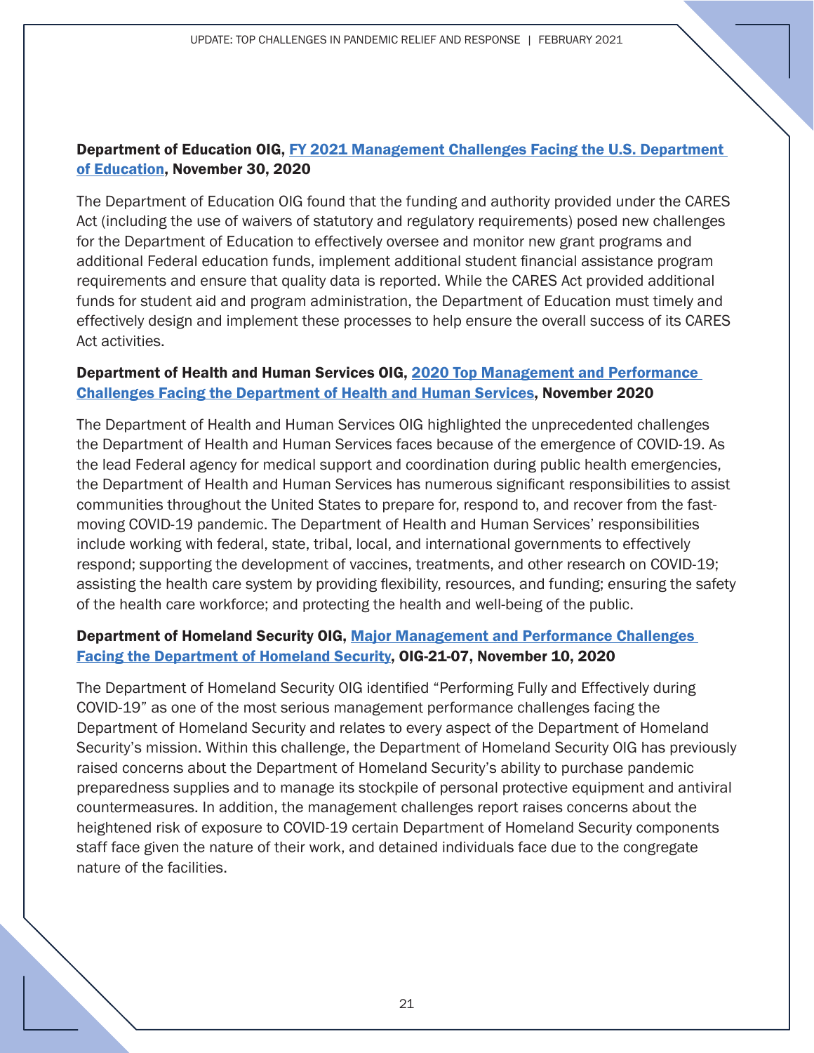**Department of Education OIG, FY 2021 Management Challenges Facing the U.S. Department of Education, November 30, 2020**

The Department of Education OIG found that the funding and authority provided under the CARES Act (including the use of waivers of statutory and regulatory requirements) posed new challenges for the Department of Education to effectively oversee and monitor new grant programs and additional Federal education funds, implement additional student financial assistance program requirements and ensure that quality data is reported. While the CARES Act provided additional funds for student aid and program administration, the Department of Education must timely and effectively design and implement these processes to help ensure the overall success of its CARES Act activities.

**Department of Health and Human Services OIG, 2020 Top Management and Performance Challenges Facing the Department of Health and Human Services, November 2020**

The Department of Health and Human Services OIG highlighted the unprecedented challenges the Department of Health and Human Services faces because of the emergence of COVID-19. As the lead Federal agency for medical support and coordination during public health emergencies, the Department of Health and Human Services has numerous significant responsibilities to assist communities throughout the United States to prepare for, respond to, and recover from the fast-moving COVID-19 pandemic. The Department of Health and Human Services' responsibilities include working with federal, state, tribal, local, and international governments to effectively respond; supporting the development of vaccines, treatments, and other research on COVID-19; assisting the health care system by providing flexibility, resources, and funding; ensuring the safety of the health care workforce; and protecting the health and well-being of the public.

**Department of Homeland Security OIG, Major Management and Performance Challenges Facing the Department of Homeland Security, OIG-21-07, November 10, 2020**

The Department of Homeland Security OIG identified "Performing Fully and Effectively during COVID-19" as one of the most serious management performance challenges facing the Department of Homeland Security and relates to every aspect of the Department of Homeland Security's mission. Within this challenge, the Department of Homeland Security OIG has previously raised concerns about the Department of Homeland Security's ability to purchase pandemic preparedness supplies and to manage its stockpile of personal protective equipment and antiviral countermeasures. In addition, the management challenges report raises concerns about the heightened risk of exposure to COVID-19 certain Department of Homeland Security components staff face given the nature of their work, and detained individuals face due to the congregate nature of the facilities.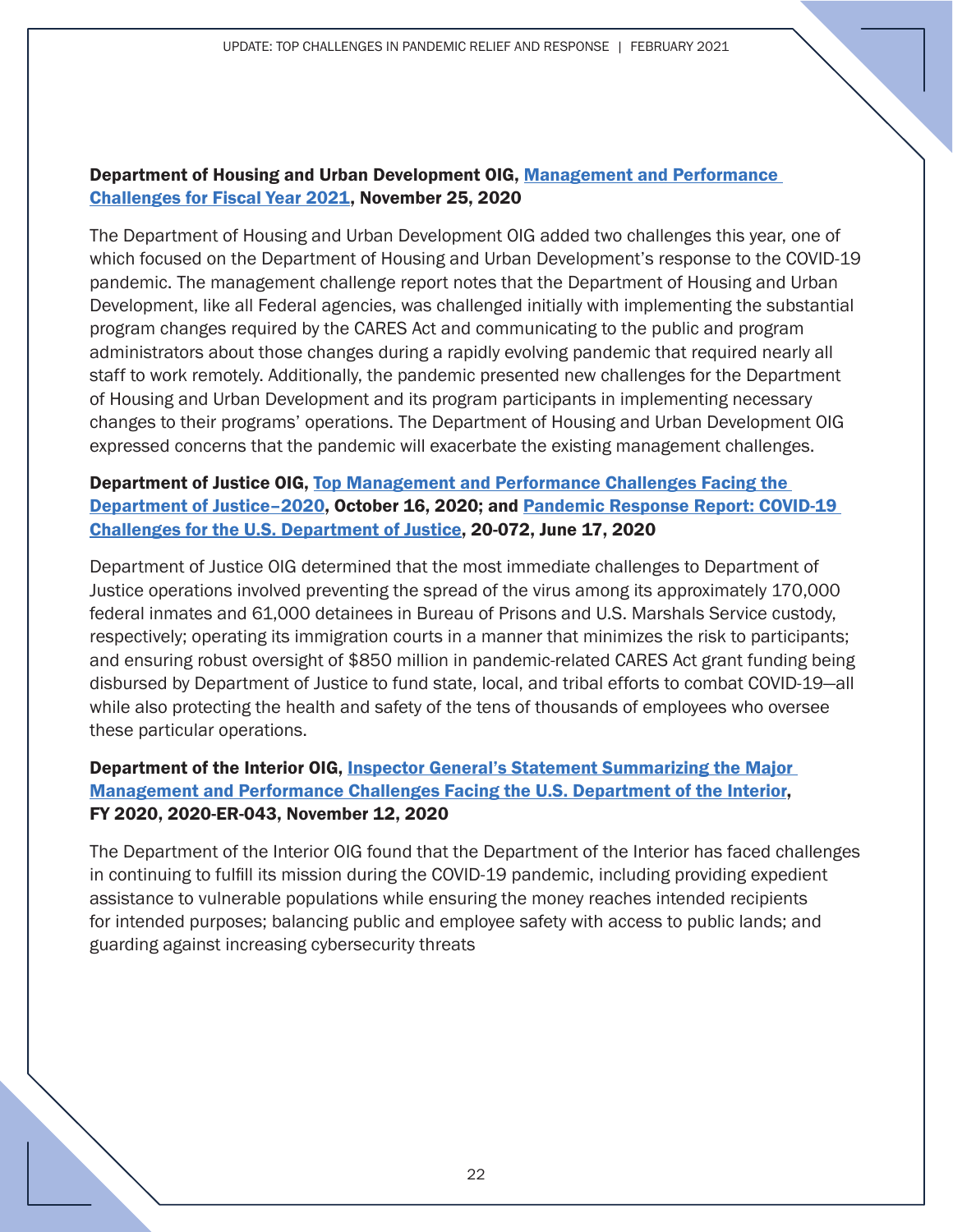**Department of Housing and Urban Development OIG, Management and Performance Challenges for Fiscal Year 2021, November 25, 2020**

The Department of Housing and Urban Development OIG added two challenges this year, one of which focused on the Department of Housing and Urban Development's response to the COVID-19 pandemic. The management challenge report notes that the Department of Housing and Urban Development, like all Federal agencies, was challenged initially with implementing the substantial program changes required by the CARES Act and communicating to the public and program administrators about those changes during a rapidly evolving pandemic that required nearly all staff to work remotely. Additionally, the pandemic presented new challenges for the Department of Housing and Urban Development and its program participants in implementing necessary changes to their programs' operations. The Department of Housing and Urban Development OIG expressed concerns that the pandemic will exacerbate the existing management challenges.

**Department of Justice OIG, Top Management and Performance Challenges Facing the Department of Justice–2020, October 16, 2020; and Pandemic Response Report: COVID-19 Challenges for the U.S. Department of Justice, 20-072, June 17, 2020**

Department of Justice OIG determined that the most immediate challenges to Department of Justice operations involved preventing the spread of the virus among its approximately 170,000 federal inmates and 61,000 detainees in Bureau of Prisons and U.S. Marshals Service custody, respectively; operating its immigration courts in a manner that minimizes the risk to participants; and ensuring robust oversight of $850 million in pandemic-related CARES Act grant funding being disbursed by Department of Justice to fund state, local, and tribal efforts to combat COVID-19—all while also protecting the health and safety of the tens of thousands of employees who oversee these particular operations.

**Department of the Interior OIG, Inspector General's Statement Summarizing the Major Management and Performance Challenges Facing the U.S. Department of the Interior, FY 2020, 2020-ER-043, November 12, 2020**

The Department of the Interior OIG found that the Department of the Interior has faced challenges in continuing to fulfill its mission during the COVID-19 pandemic, including providing expedient assistance to vulnerable populations while ensuring the money reaches intended recipients for intended purposes; balancing public and employee safety with access to public lands; and guarding against increasing cybersecurity threats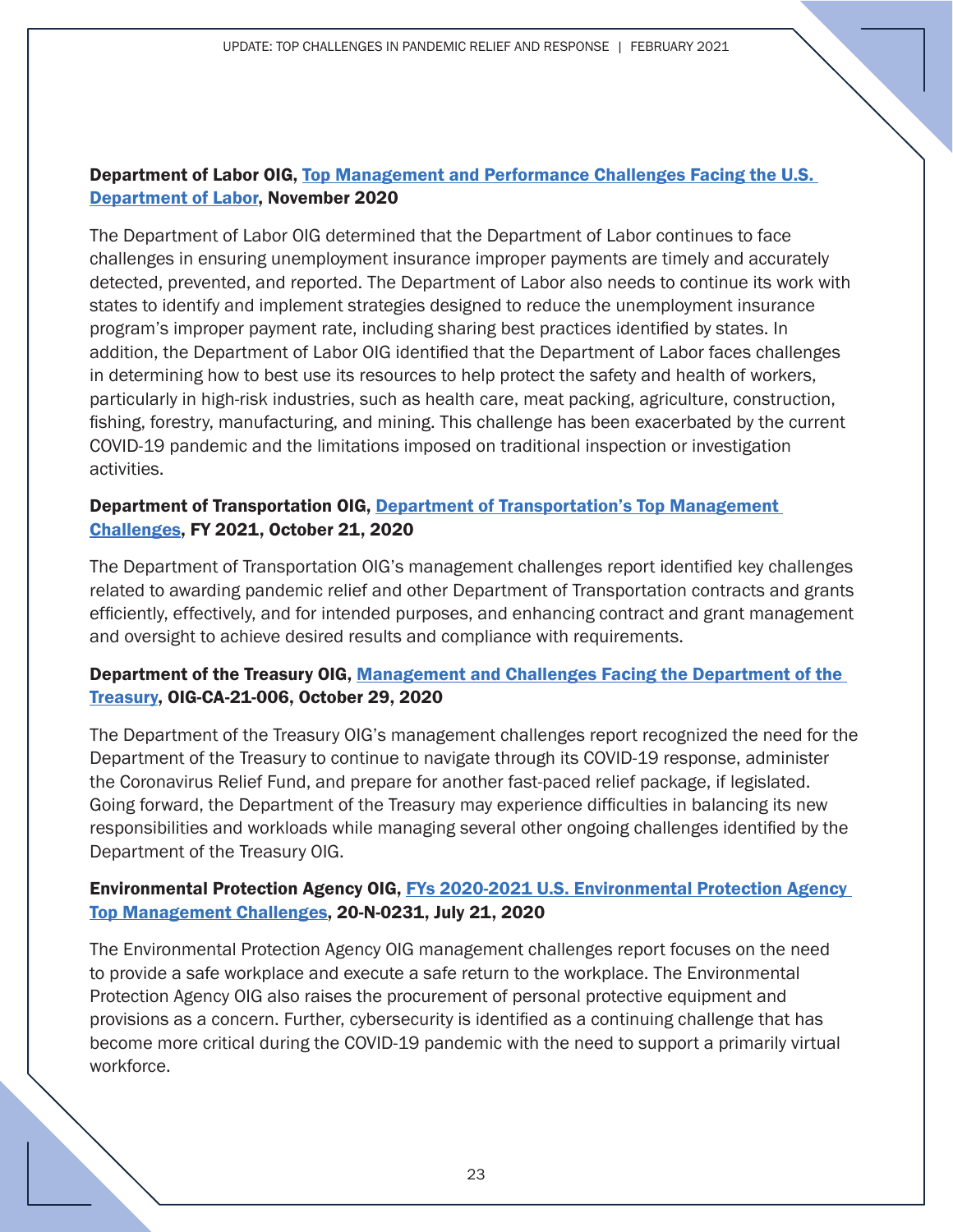**Department of Labor OIG, Top Management and Performance Challenges Facing the U.S. Department of Labor, November 2020**

The Department of Labor OIG determined that the Department of Labor continues to face challenges in ensuring unemployment insurance improper payments are timely and accurately detected, prevented, and reported. The Department of Labor also needs to continue its work with states to identify and implement strategies designed to reduce the unemployment insurance program's improper payment rate, including sharing best practices identified by states. In addition, the Department of Labor OIG identified that the Department of Labor faces challenges in determining how to best use its resources to help protect the safety and health of workers, particularly in high-risk industries, such as health care, meat packing, agriculture, construction, fishing, forestry, manufacturing, and mining. This challenge has been exacerbated by the current COVID-19 pandemic and the limitations imposed on traditional inspection or investigation activities.

**Department of Transportation OIG, Department of Transportation's Top Management Challenges, FY 2021, October 21, 2020**

The Department of Transportation OIG's management challenges report identified key challenges related to awarding pandemic relief and other Department of Transportation contracts and grants efficiently, effectively, and for intended purposes, and enhancing contract and grant management and oversight to achieve desired results and compliance with requirements.

**Department of the Treasury OIG, Management and Challenges Facing the Department of the Treasury, OIG-CA-21-006, October 29, 2020**

The Department of the Treasury OIG's management challenges report recognized the need for the Department of the Treasury to continue to navigate through its COVID-19 response, administer the Coronavirus Relief Fund, and prepare for another fast-paced relief package, if legislated. Going forward, the Department of the Treasury may experience difficulties in balancing its new responsibilities and workloads while managing several other ongoing challenges identified by the Department of the Treasury OIG.

**Environmental Protection Agency OIG, FYs 2020-2021 U.S. Environmental Protection Agency Top Management Challenges, 20-N-0231, July 21, 2020**

The Environmental Protection Agency OIG management challenges report focuses on the need to provide a safe workplace and execute a safe return to the workplace. The Environmental Protection Agency OIG also raises the procurement of personal protective equipment and provisions as a concern. Further, cybersecurity is identified as a continuing challenge that has become more critical during the COVID-19 pandemic with the need to support a primarily virtual workforce.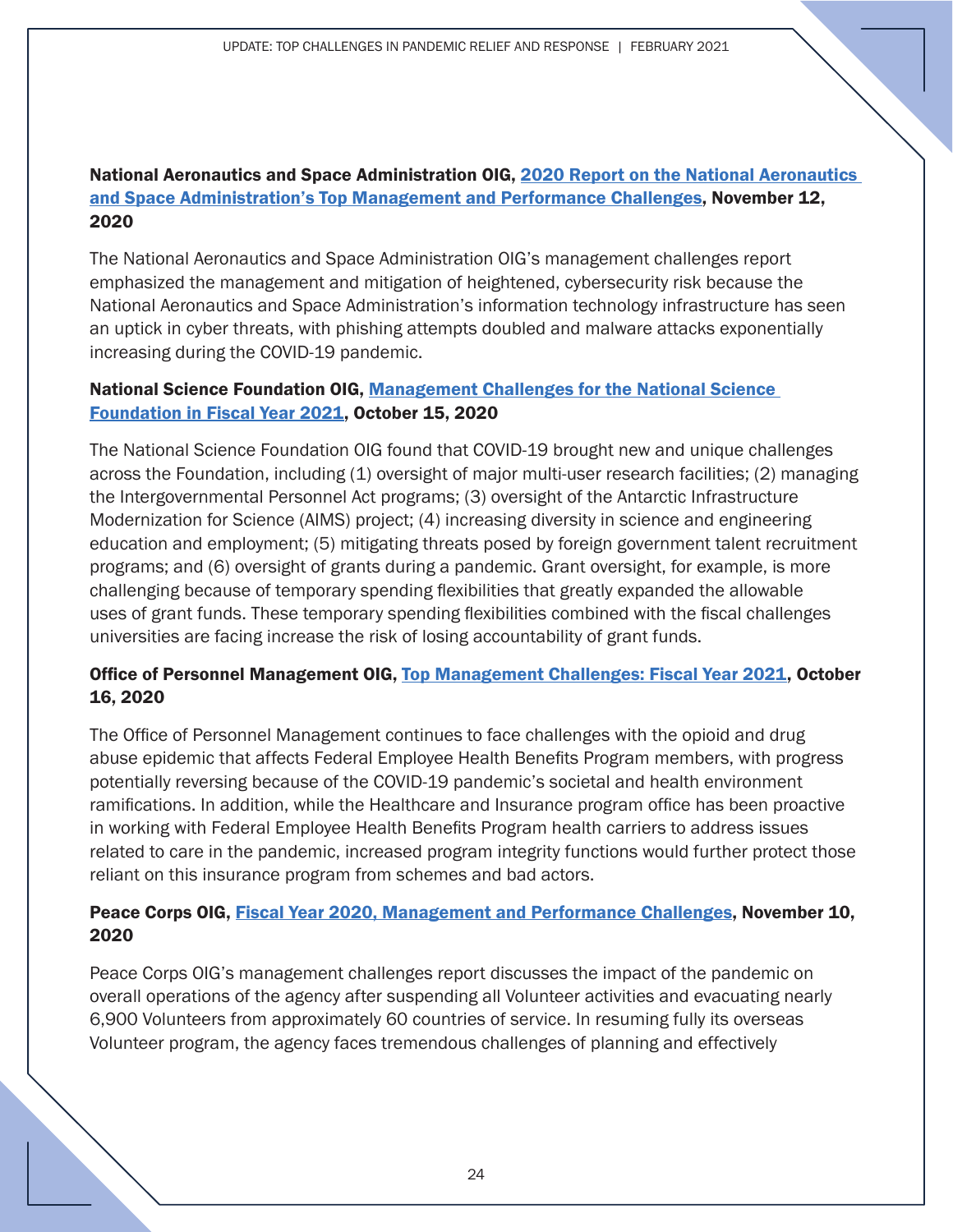**National Aeronautics and Space Administration OIG, 2020 Report on the National Aeronautics and Space Administration's Top Management and Performance Challenges, November 12, 2020**

The National Aeronautics and Space Administration OIG's management challenges report emphasized the management and mitigation of heightened, cybersecurity risk because the National Aeronautics and Space Administration's information technology infrastructure has seen an uptick in cyber threats, with phishing attempts doubled and malware attacks exponentially increasing during the COVID-19 pandemic.

**National Science Foundation OIG, Management Challenges for the National Science Foundation in Fiscal Year 2021, October 15, 2020**

The National Science Foundation OIG found that COVID-19 brought new and unique challenges across the Foundation, including (1) oversight of major multi-user research facilities; (2) managing the Intergovernmental Personnel Act programs; (3) oversight of the Antarctic Infrastructure Modernization for Science (AIMS) project; (4) increasing diversity in science and engineering education and employment; (5) mitigating threats posed by foreign government talent recruitment programs; and (6) oversight of grants during a pandemic. Grant oversight, for example, is more challenging because of temporary spending flexibilities that greatly expanded the allowable uses of grant funds. These temporary spending flexibilities combined with the fiscal challenges universities are facing increase the risk of losing accountability of grant funds.

**Office of Personnel Management OIG, Top Management Challenges: Fiscal Year 2021, October 16, 2020**

The Office of Personnel Management continues to face challenges with the opioid and drug abuse epidemic that affects Federal Employee Health Benefits Program members, with progress potentially reversing because of the COVID-19 pandemic's societal and health environment ramifications. In addition, while the Healthcare and Insurance program office has been proactive in working with Federal Employee Health Benefits Program health carriers to address issues related to care in the pandemic, increased program integrity functions would further protect those reliant on this insurance program from schemes and bad actors.

**Peace Corps OIG, Fiscal Year 2020, Management and Performance Challenges, November 10, 2020**

Peace Corps OIG's management challenges report discusses the impact of the pandemic on overall operations of the agency after suspending all Volunteer activities and evacuating nearly 6,900 Volunteers from approximately 60 countries of service. In resuming fully its overseas Volunteer program, the agency faces tremendous challenges of planning and effectively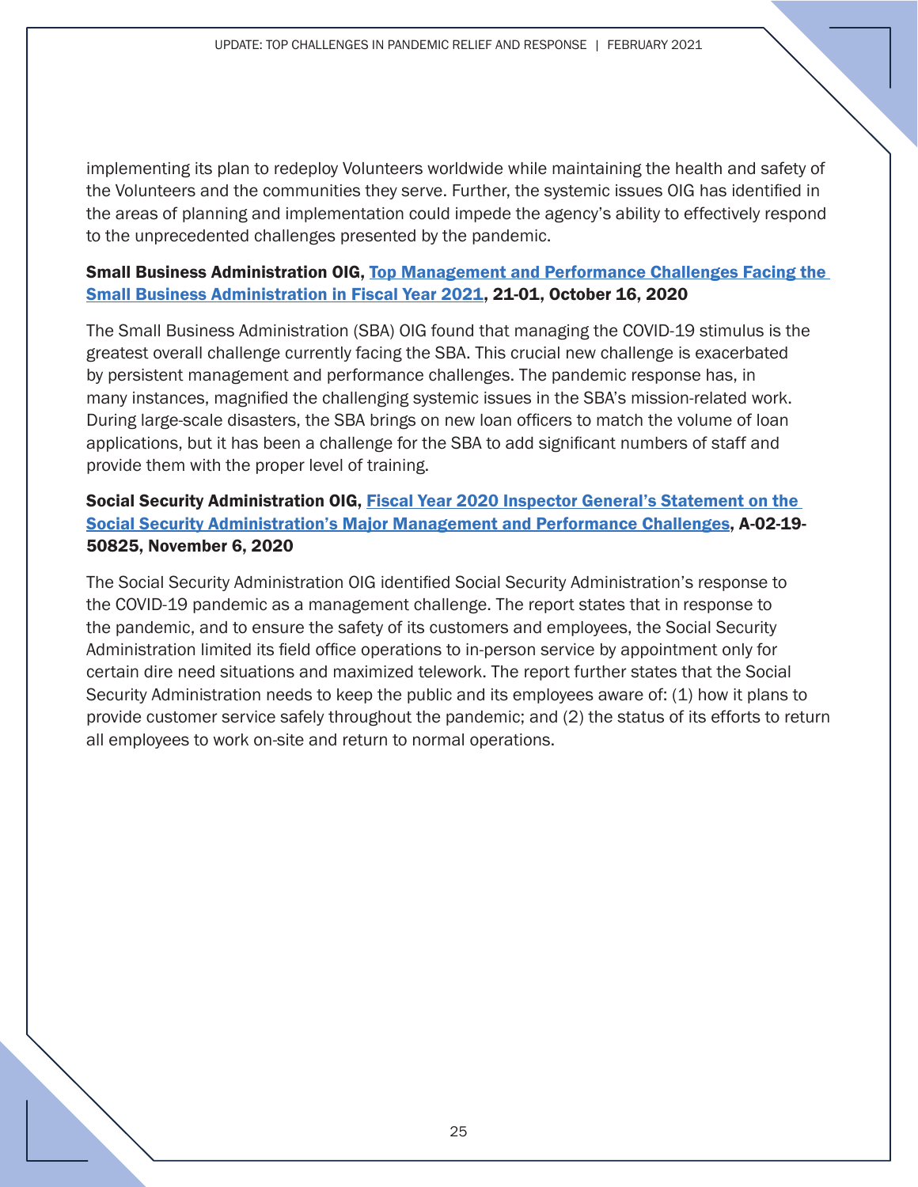implementing its plan to redeploy Volunteers worldwide while maintaining the health and safety of the Volunteers and the communities they serve. Further, the systemic issues OIG has identified in the areas of planning and implementation could impede the agency's ability to effectively respond to the unprecedented challenges presented by the pandemic.

**Small Business Administration OIG, Top Management and Performance Challenges Facing the Small Business Administration in Fiscal Year 2021, 21-01, October 16, 2020**

The Small Business Administration (SBA) OIG found that managing the COVID-19 stimulus is the greatest overall challenge currently facing the SBA. This crucial new challenge is exacerbated by persistent management and performance challenges. The pandemic response has, in many instances, magnified the challenging systemic issues in the SBA's mission-related work. During large-scale disasters, the SBA brings on new loan officers to match the volume of loan applications, but it has been a challenge for the SBA to add significant numbers of staff and provide them with the proper level of training.

**Social Security Administration OIG, Fiscal Year 2020 Inspector General's Statement on the Social Security Administration's Major Management and Performance Challenges, A-02-19-50825, November 6, 2020**

The Social Security Administration OIG identified Social Security Administration's response to the COVID-19 pandemic as a management challenge. The report states that in response to the pandemic, and to ensure the safety of its customers and employees, the Social Security Administration limited its field office operations to in-person service by appointment only for certain dire need situations and maximized telework. The report further states that the Social Security Administration needs to keep the public and its employees aware of: (1) how it plans to provide customer service safely throughout the pandemic; and (2) the status of its efforts to return all employees to work on-site and return to normal operations.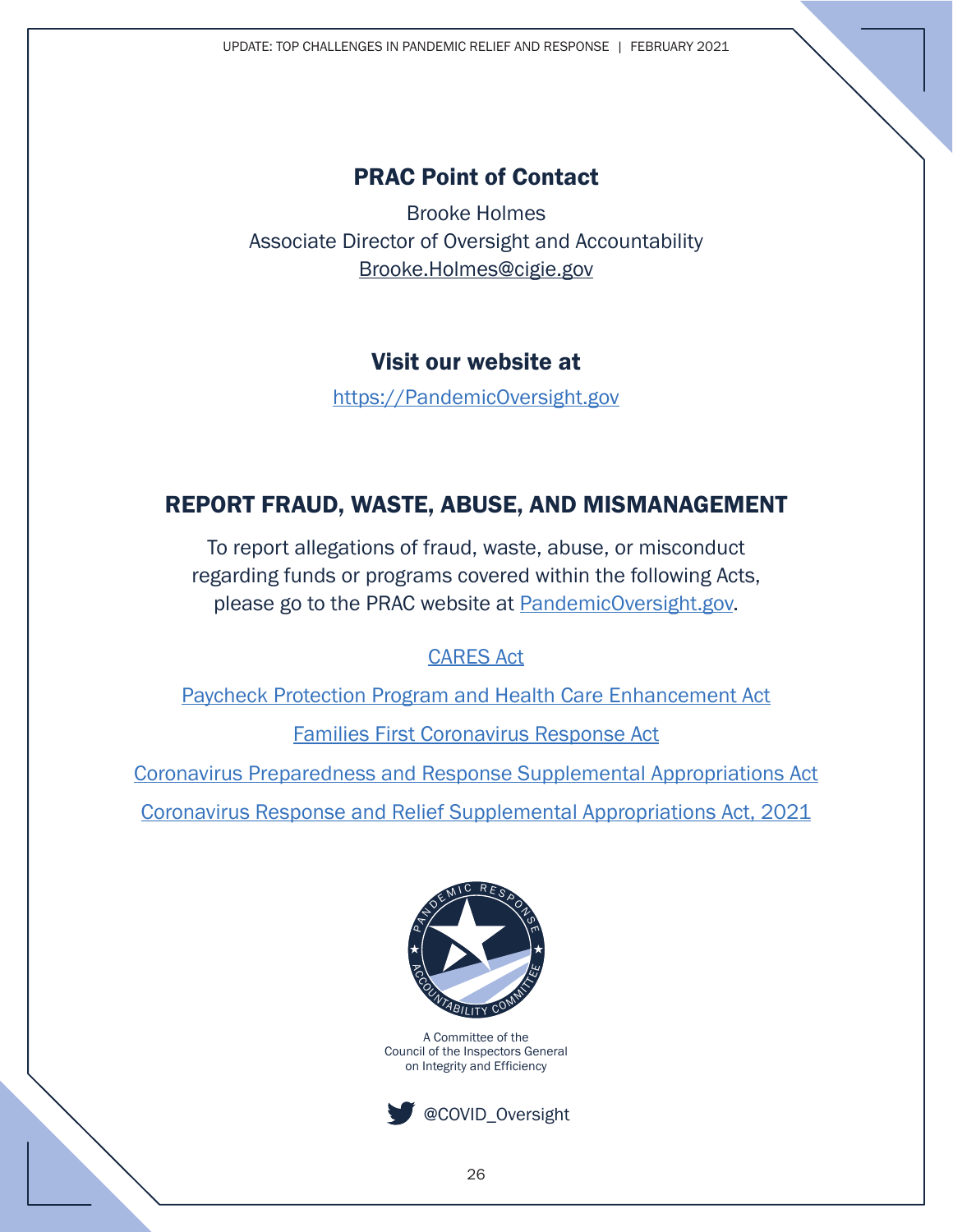## PRAC Point of Contact

Brooke Holmes
Associate Director of Oversight and Accountability
Brooke.Holmes@cigie.gov

## Visit our website at

https://PandemicOversight.gov

## REPORT FRAUD, WASTE, ABUSE, AND MISMANAGEMENT

To report allegations of fraud, waste, abuse, or misconduct regarding funds or programs covered within the following Acts, please go to the PRAC website at PandemicOversight.gov.

CARES Act

Paycheck Protection Program and Health Care Enhancement Act

Families First Coronavirus Response Act

Coronavirus Preparedness and Response Supplemental Appropriations Act

Coronavirus Response and Relief Supplemental Appropriations Act, 2021

A Committee of the
Council of the Inspectors General
on Integrity and Efficiency

@COVID_Oversight